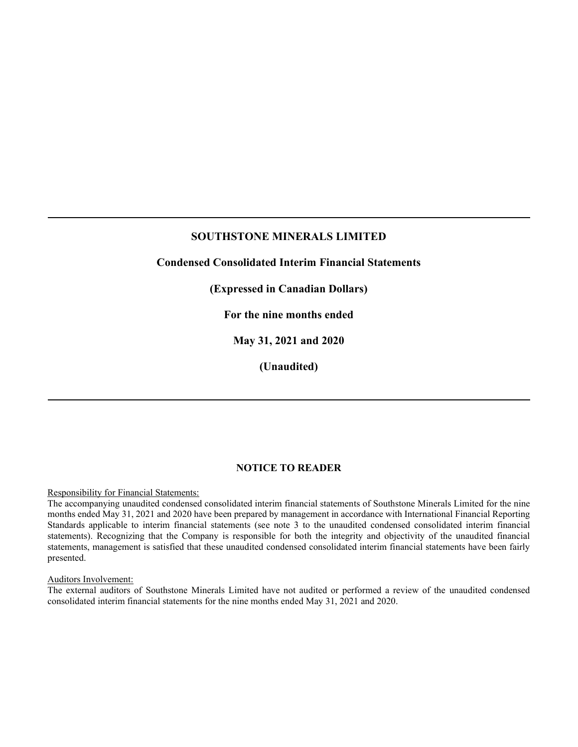# SOUTHSTONE MINERALS LIMITED

## Condensed Consolidated Interim Financial Statements

## (Expressed in Canadian Dollars)

## For the nine months ended

## May 31, 2021 and 2020

## (Unaudited)

---

## NOTICE TO READER

Responsibility for Financial Statements:

The accompanying unaudited condensed consolidated interim financial statements of Southstone Minerals Limited for the nine months ended May 31, 2021 and 2020 have been prepared by management in accordance with International Financial Reporting Standards applicable to interim financial statements (see note 3 to the unaudited condensed consolidated interim financial statements). Recognizing that the Company is responsible for both the integrity and objectivity of the unaudited financial statements, management is satisfied that these unaudited condensed consolidated interim financial statements have been fairly presented.

Auditors Involvement:

The external auditors of Southstone Minerals Limited have not audited or performed a review of the unaudited condensed consolidated interim financial statements for the nine months ended May 31, 2021 and 2020.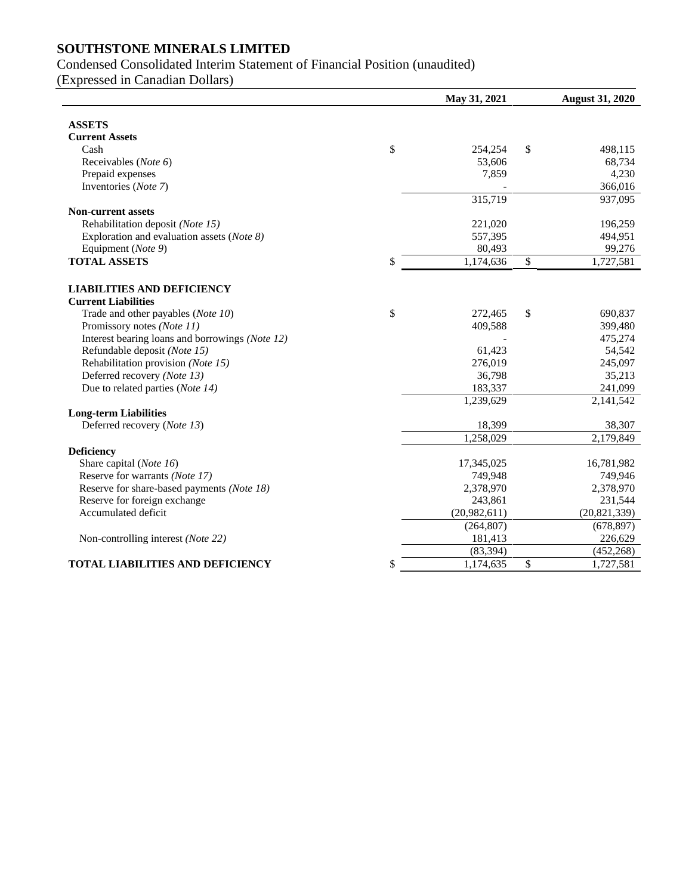# SOUTHSTONE MINERALS LIMITED

Condensed Consolidated Interim Statement of Financial Position (unaudited)
(Expressed in Canadian Dollars)

| | | May 31, 2021 | | August 31, 2020 |
|---|---|---|---|---|
| **ASSETS** | | | | |
| **Current Assets** | | | | |
| Cash | $ | 254,254 | $ | 498,115 |
| Receivables (*Note 6*) | | 53,606 | | 68,734 |
| Prepaid expenses | | 7,859 | | 4,230 |
| Inventories (*Note 7*) | | - | | 366,016 |
| | | 315,719 | | 937,095 |
| **Non-current assets** | | | | |
| Rehabilitation deposit *(Note 15)* | | 221,020 | | 196,259 |
| Exploration and evaluation assets (*Note 8)* | | 557,395 | | 494,951 |
| Equipment (*Note 9*) | | 80,493 | | 99,276 |
| **TOTAL ASSETS** | $ | 1,174,636 | $ | 1,727,581 |
| **LIABILITIES AND DEFICIENCY** | | | | |
| **Current Liabilities** | | | | |
| Trade and other payables (*Note 10*) | $ | 272,465 | $ | 690,837 |
| Promissory notes *(Note 11)* | | 409,588 | | 399,480 |
| Interest bearing loans and borrowings *(Note 12)* | | - | | 475,274 |
| Refundable deposit *(Note 15)* | | 61,423 | | 54,542 |
| Rehabilitation provision *(Note 15)* | | 276,019 | | 245,097 |
| Deferred recovery *(Note 13)* | | 36,798 | | 35,213 |
| Due to related parties (*Note 14)* | | 183,337 | | 241,099 |
| | | 1,239,629 | | 2,141,542 |
| **Long-term Liabilities** | | | | |
| Deferred recovery (*Note 13*) | | 18,399 | | 38,307 |
| | | 1,258,029 | | 2,179,849 |
| **Deficiency** | | | | |
| Share capital (*Note 16*) | | 17,345,025 | | 16,781,982 |
| Reserve for warrants *(Note 17)* | | 749,948 | | 749,946 |
| Reserve for share-based payments *(Note 18)* | | 2,378,970 | | 2,378,970 |
| Reserve for foreign exchange | | 243,861 | | 231,544 |
| Accumulated deficit | | (20,982,611) | | (20,821,339) |
| | | (264,807) | | (678,897) |
| Non-controlling interest *(Note 22)* | | 181,413 | | 226,629 |
| | | (83,394) | | (452,268) |
| **TOTAL LIABILITIES AND DEFICIENCY** | $ | 1,174,635 | $ | 1,727,581 |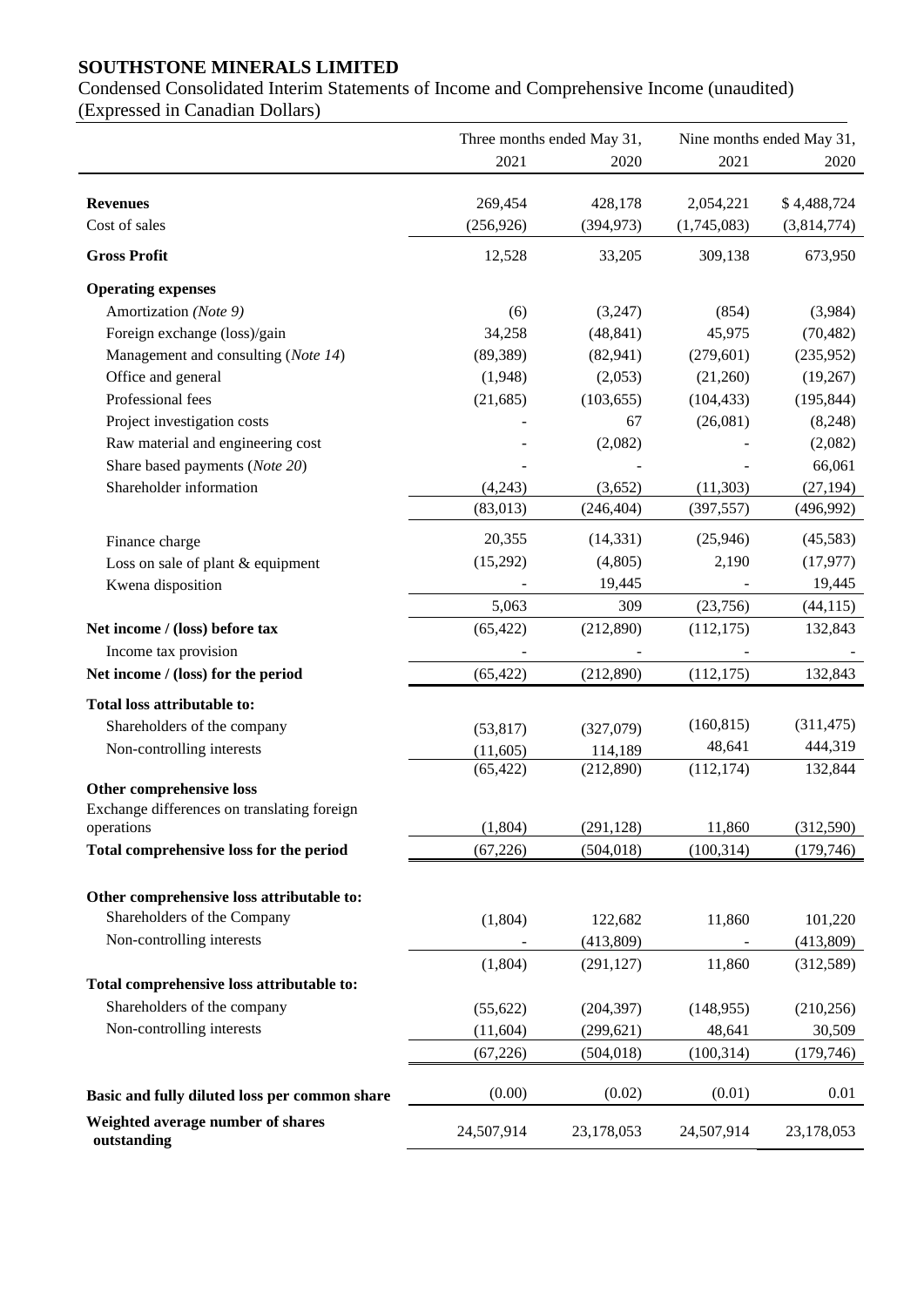**SOUTHSTONE MINERALS LIMITED**

Condensed Consolidated Interim Statements of Income and Comprehensive Income (unaudited)
(Expressed in Canadian Dollars)

| | Three months ended May 31, | | Nine months ended May 31, | |
|---|---|---|---|---|
| | 2021 | 2020 | 2021 | 2020 |
| **Revenues** | 269,454 | 428,178 | 2,054,221 | $ 4,488,724 |
| Cost of sales | (256,926) | (394,973) | (1,745,083) | (3,814,774) |
| **Gross Profit** | 12,528 | 33,205 | 309,138 | 673,950 |
| **Operating expenses** | | | | |
| Amortization *(Note 9)* | (6) | (3,247) | (854) | (3,984) |
| Foreign exchange (loss)/gain | 34,258 | (48,841) | 45,975 | (70,482) |
| Management and consulting (*Note 14*) | (89,389) | (82,941) | (279,601) | (235,952) |
| Office and general | (1,948) | (2,053) | (21,260) | (19,267) |
| Professional fees | (21,685) | (103,655) | (104,433) | (195,844) |
| Project investigation costs | - | 67 | (26,081) | (8,248) |
| Raw material and engineering cost | - | (2,082) | - | (2,082) |
| Share based payments (*Note 20*) | - | - | - | 66,061 |
| Shareholder information | (4,243) | (3,652) | (11,303) | (27,194) |
| | (83,013) | (246,404) | (397,557) | (496,992) |
| Finance charge | 20,355 | (14,331) | (25,946) | (45,583) |
| Loss on sale of plant & equipment | (15,292) | (4,805) | 2,190 | (17,977) |
| Kwena disposition | - | 19,445 | - | 19,445 |
| | 5,063 | 309 | (23,756) | (44,115) |
| **Net income / (loss) before tax** | (65,422) | (212,890) | (112,175) | 132,843 |
| Income tax provision | - | - | - | - |
| **Net income / (loss) for the period** | (65,422) | (212,890) | (112,175) | 132,843 |
| **Total loss attributable to:** | | | | |
| Shareholders of the company | (53,817) | (327,079) | (160,815) | (311,475) |
| Non-controlling interests | (11,605) | 114,189 | 48,641 | 444,319 |
| | (65,422) | (212,890) | (112,174) | 132,844 |
| **Other comprehensive loss** | | | | |
| Exchange differences on translating foreign operations | (1,804) | (291,128) | 11,860 | (312,590) |
| **Total comprehensive loss for the period** | (67,226) | (504,018) | (100,314) | (179,746) |
| **Other comprehensive loss attributable to:** | | | | |
| Shareholders of the Company | (1,804) | 122,682 | 11,860 | 101,220 |
| Non-controlling interests | - | (413,809) | - | (413,809) |
| | (1,804) | (291,127) | 11,860 | (312,589) |
| **Total comprehensive loss attributable to:** | | | | |
| Shareholders of the company | (55,622) | (204,397) | (148,955) | (210,256) |
| Non-controlling interests | (11,604) | (299,621) | 48,641 | 30,509 |
| | (67,226) | (504,018) | (100,314) | (179,746) |
| **Basic and fully diluted loss per common share** | (0.00) | (0.02) | (0.01) | 0.01 |
| **Weighted average number of shares outstanding** | 24,507,914 | 23,178,053 | 24,507,914 | 23,178,053 |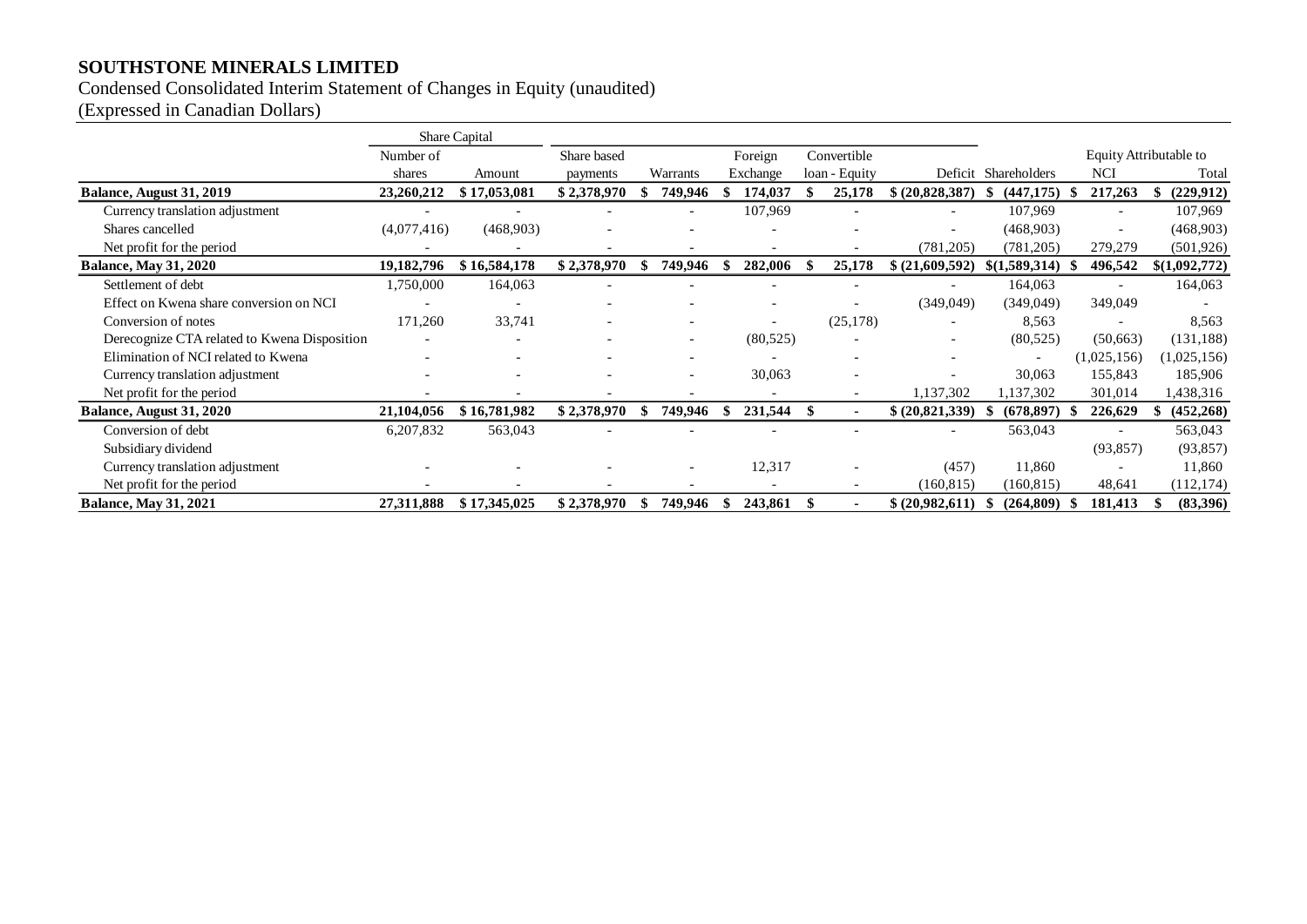# SOUTHSTONE MINERALS LIMITED

Condensed Consolidated Interim Statement of Changes in Equity (unaudited)

(Expressed in Canadian Dollars)

| | Share Capital | | | | | | | | Equity Attributable to | |
|---|---|---|---|---|---|---|---|---|---|---|
| | Number of shares | Amount | Share based payments | Warrants | Foreign Exchange | Convertible loan - Equity | Deficit | Shareholders | NCI | Total |
| **Balance, August 31, 2019** | **23,260,212** | **$ 17,053,081** | **$ 2,378,970** | **$ 749,946** | **$ 174,037** | **$ 25,178** | **$ (20,828,387)** | **$ (447,175)** | **$ 217,263** | **$ (229,912)** |
| Currency translation adjustment | - | - | - | - | 107,969 | - | - | 107,969 | - | 107,969 |
| Shares cancelled | (4,077,416) | (468,903) | - | - | - | - | - | (468,903) | - | (468,903) |
| Net profit for the period | - | - | - | - | - | - | (781,205) | (781,205) | 279,279 | (501,926) |
| **Balance, May 31, 2020** | **19,182,796** | **$ 16,584,178** | **$ 2,378,970** | **$ 749,946** | **$ 282,006** | **$ 25,178** | **$ (21,609,592)** | **$(1,589,314)** | **$ 496,542** | **$(1,092,772)** |
| Settlement of debt | 1,750,000 | 164,063 | - | - | - | - | - | 164,063 | - | 164,063 |
| Effect on Kwena share conversion on NCI | - | - | - | - | - | - | (349,049) | (349,049) | 349,049 | - |
| Conversion of notes | 171,260 | 33,741 | - | - | - | (25,178) | - | 8,563 | - | 8,563 |
| Derecognize CTA related to Kwena Disposition | - | - | - | - | (80,525) | - | - | (80,525) | (50,663) | (131,188) |
| Elimination of NCI related to Kwena | - | - | - | - | - | - | - | - | (1,025,156) | (1,025,156) |
| Currency translation adjustment | - | - | - | - | 30,063 | - | - | 30,063 | 155,843 | 185,906 |
| Net profit for the period | - | - | - | - | - | - | 1,137,302 | 1,137,302 | 301,014 | 1,438,316 |
| **Balance, August 31, 2020** | **21,104,056** | **$ 16,781,982** | **$ 2,378,970** | **$ 749,946** | **$ 231,544** | **$ -** | **$ (20,821,339)** | **$ (678,897)** | **$ 226,629** | **$ (452,268)** |
| Conversion of debt | 6,207,832 | 563,043 | - | - | - | - | - | 563,043 | - | 563,043 |
| Subsidiary dividend | | | | | | | | | (93,857) | (93,857) |
| Currency translation adjustment | - | - | - | - | 12,317 | - | (457) | 11,860 | - | 11,860 |
| Net profit for the period | - | - | - | - | - | - | (160,815) | (160,815) | 48,641 | (112,174) |
| **Balance, May 31, 2021** | **27,311,888** | **$ 17,345,025** | **$ 2,378,970** | **$ 749,946** | **$ 243,861** | **$ -** | **$ (20,982,611)** | **$ (264,809)** | **$ 181,413** | **$ (83,396)** |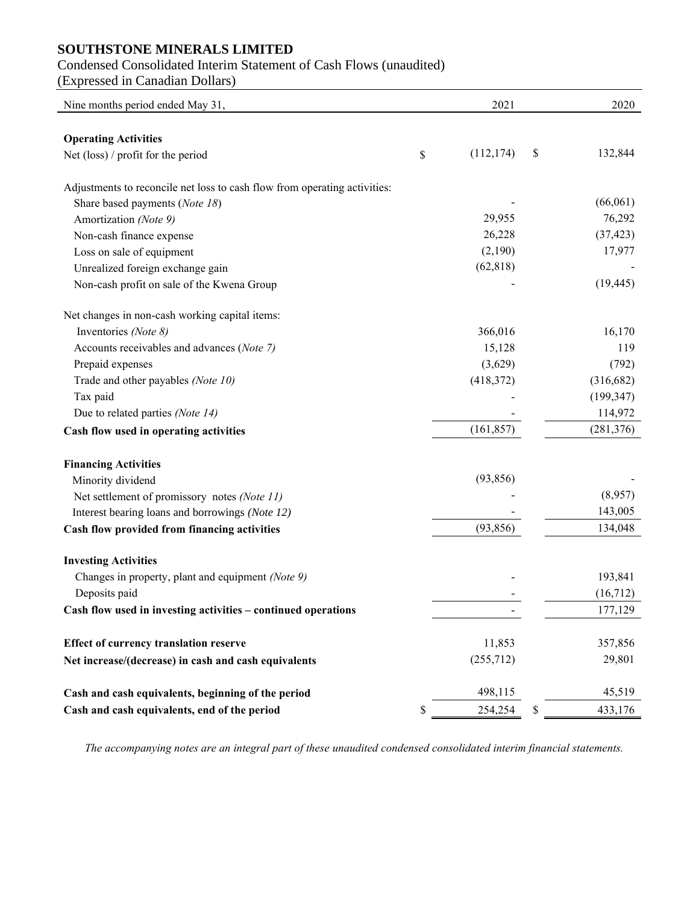# SOUTHSTONE MINERALS LIMITED

Condensed Consolidated Interim Statement of Cash Flows (unaudited)
(Expressed in Canadian Dollars)

| Nine months period ended May 31, | 2021 | 2020 |
|---|---|---|
| **Operating Activities** | | |
| Net (loss) / profit for the period | $ (112,174) | $ 132,844 |
| Adjustments to reconcile net loss to cash flow from operating activities: | | |
| Share based payments (*Note 18*) | - | (66,061) |
| Amortization *(Note 9)* | 29,955 | 76,292 |
| Non-cash finance expense | 26,228 | (37,423) |
| Loss on sale of equipment | (2,190) | 17,977 |
| Unrealized foreign exchange gain | (62,818) | - |
| Non-cash profit on sale of the Kwena Group | - | (19,445) |
| Net changes in non-cash working capital items: | | |
| Inventories *(Note 8)* | 366,016 | 16,170 |
| Accounts receivables and advances (*Note 7)* | 15,128 | 119 |
| Prepaid expenses | (3,629) | (792) |
| Trade and other payables *(Note 10)* | (418,372) | (316,682) |
| Tax paid | - | (199,347) |
| Due to related parties *(Note 14)* | - | 114,972 |
| **Cash flow used in operating activities** | (161,857) | (281,376) |
| **Financing Activities** | | |
| Minority dividend | (93,856) | - |
| Net settlement of promissory notes *(Note 11)* | - | (8,957) |
| Interest bearing loans and borrowings *(Note 12)* | - | 143,005 |
| **Cash flow provided from financing activities** | (93,856) | 134,048 |
| **Investing Activities** | | |
| Changes in property, plant and equipment *(Note 9)* | - | 193,841 |
| Deposits paid | - | (16,712) |
| **Cash flow used in investing activities – continued operations** | - | 177,129 |
| **Effect of currency translation reserve** | 11,853 | 357,856 |
| **Net increase/(decrease) in cash and cash equivalents** | (255,712) | 29,801 |
| **Cash and cash equivalents, beginning of the period** | 498,115 | 45,519 |
| **Cash and cash equivalents, end of the period** | $ 254,254 | $ 433,176 |

*The accompanying notes are an integral part of these unaudited condensed consolidated interim financial statements.*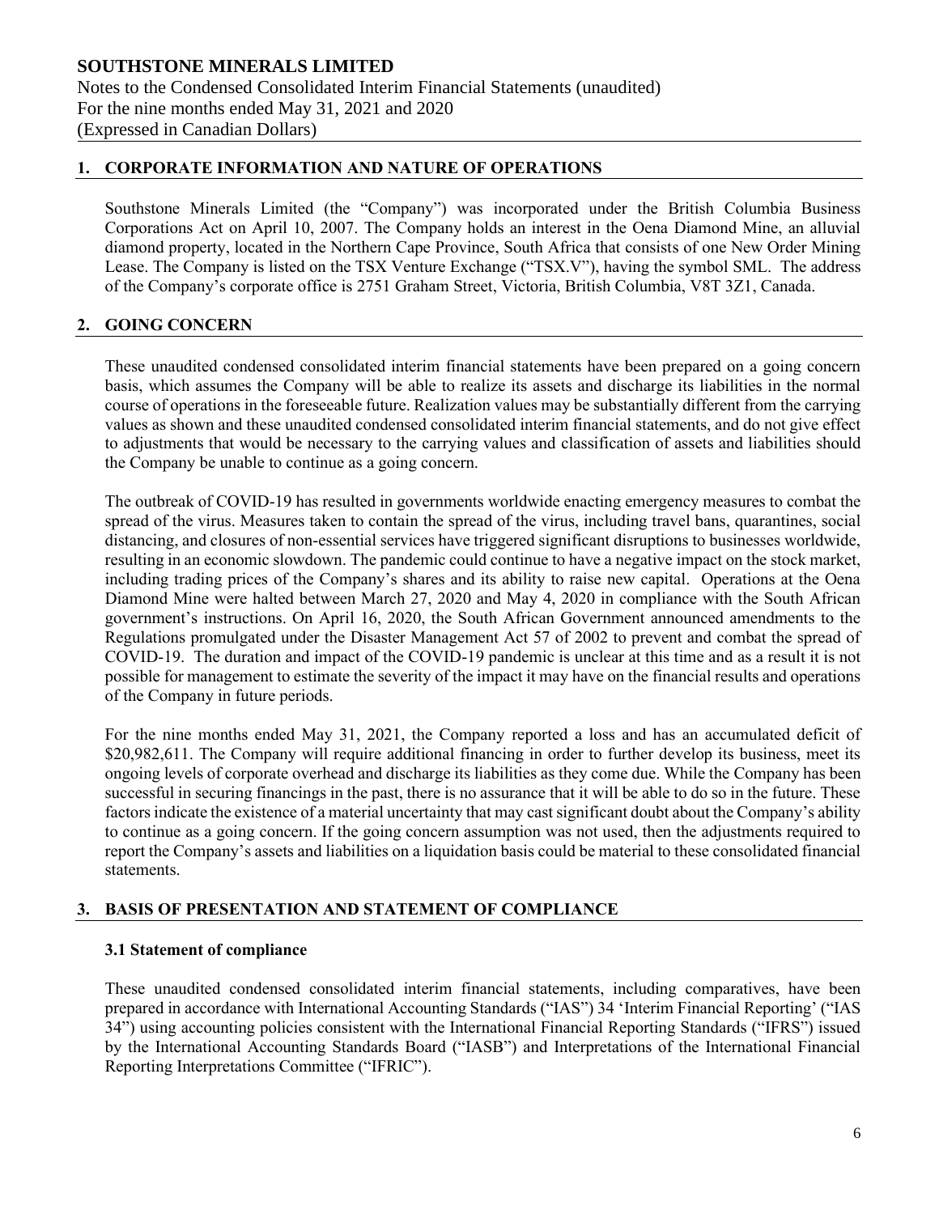## 1. CORPORATE INFORMATION AND NATURE OF OPERATIONS

Southstone Minerals Limited (the "Company") was incorporated under the British Columbia Business Corporations Act on April 10, 2007. The Company holds an interest in the Oena Diamond Mine, an alluvial diamond property, located in the Northern Cape Province, South Africa that consists of one New Order Mining Lease. The Company is listed on the TSX Venture Exchange ("TSX.V"), having the symbol SML. The address of the Company's corporate office is 2751 Graham Street, Victoria, British Columbia, V8T 3Z1, Canada.

## 2. GOING CONCERN

These unaudited condensed consolidated interim financial statements have been prepared on a going concern basis, which assumes the Company will be able to realize its assets and discharge its liabilities in the normal course of operations in the foreseeable future. Realization values may be substantially different from the carrying values as shown and these unaudited condensed consolidated interim financial statements, and do not give effect to adjustments that would be necessary to the carrying values and classification of assets and liabilities should the Company be unable to continue as a going concern.

The outbreak of COVID-19 has resulted in governments worldwide enacting emergency measures to combat the spread of the virus. Measures taken to contain the spread of the virus, including travel bans, quarantines, social distancing, and closures of non-essential services have triggered significant disruptions to businesses worldwide, resulting in an economic slowdown. The pandemic could continue to have a negative impact on the stock market, including trading prices of the Company's shares and its ability to raise new capital. Operations at the Oena Diamond Mine were halted between March 27, 2020 and May 4, 2020 in compliance with the South African government's instructions. On April 16, 2020, the South African Government announced amendments to the Regulations promulgated under the Disaster Management Act 57 of 2002 to prevent and combat the spread of COVID-19. The duration and impact of the COVID-19 pandemic is unclear at this time and as a result it is not possible for management to estimate the severity of the impact it may have on the financial results and operations of the Company in future periods.

For the nine months ended May 31, 2021, the Company reported a loss and has an accumulated deficit of $20,982,611. The Company will require additional financing in order to further develop its business, meet its ongoing levels of corporate overhead and discharge its liabilities as they come due. While the Company has been successful in securing financings in the past, there is no assurance that it will be able to do so in the future. These factors indicate the existence of a material uncertainty that may cast significant doubt about the Company's ability to continue as a going concern. If the going concern assumption was not used, then the adjustments required to report the Company's assets and liabilities on a liquidation basis could be material to these consolidated financial statements.

## 3. BASIS OF PRESENTATION AND STATEMENT OF COMPLIANCE

### 3.1 Statement of compliance

These unaudited condensed consolidated interim financial statements, including comparatives, have been prepared in accordance with International Accounting Standards ("IAS") 34 'Interim Financial Reporting' ("IAS 34") using accounting policies consistent with the International Financial Reporting Standards ("IFRS") issued by the International Accounting Standards Board ("IASB") and Interpretations of the International Financial Reporting Interpretations Committee ("IFRIC").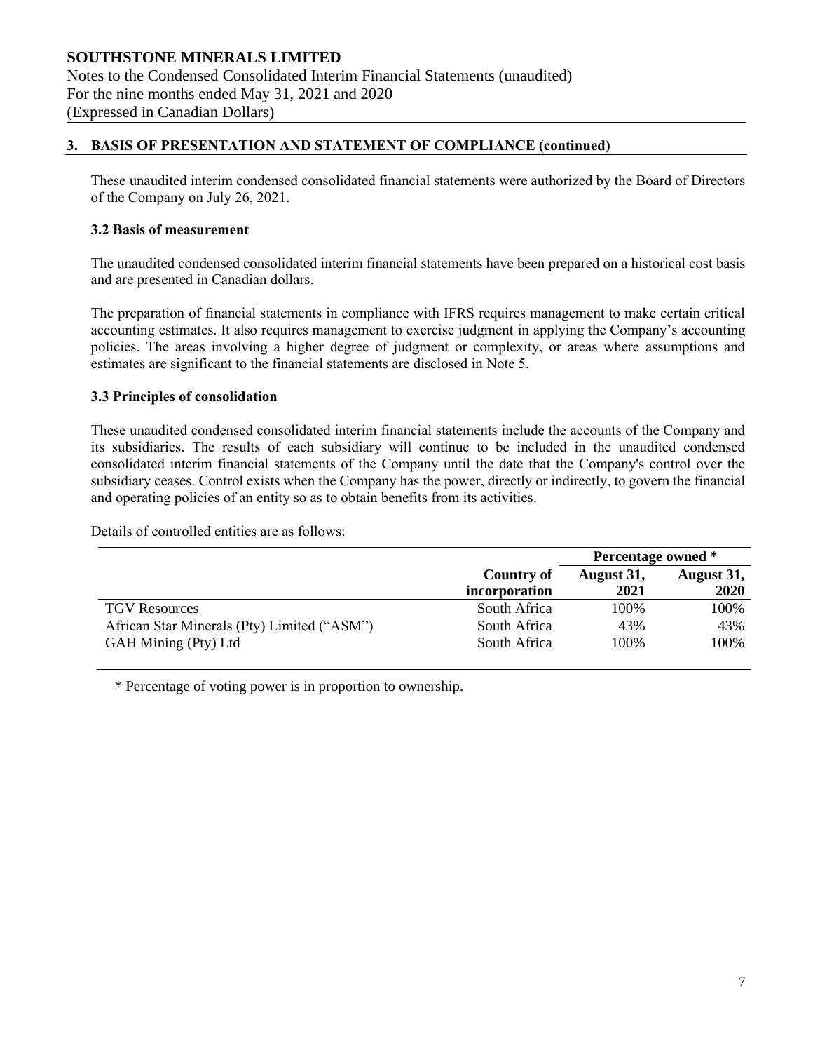## 3. BASIS OF PRESENTATION AND STATEMENT OF COMPLIANCE (continued)

These unaudited interim condensed consolidated financial statements were authorized by the Board of Directors of the Company on July 26, 2021.

### 3.2 Basis of measurement

The unaudited condensed consolidated interim financial statements have been prepared on a historical cost basis and are presented in Canadian dollars.

The preparation of financial statements in compliance with IFRS requires management to make certain critical accounting estimates. It also requires management to exercise judgment in applying the Company's accounting policies. The areas involving a higher degree of judgment or complexity, or areas where assumptions and estimates are significant to the financial statements are disclosed in Note 5.

### 3.3 Principles of consolidation

These unaudited condensed consolidated interim financial statements include the accounts of the Company and its subsidiaries. The results of each subsidiary will continue to be included in the unaudited condensed consolidated interim financial statements of the Company until the date that the Company's control over the subsidiary ceases. Control exists when the Company has the power, directly or indirectly, to govern the financial and operating policies of an entity so as to obtain benefits from its activities.

Details of controlled entities are as follows:

| | | Percentage owned * | |
|---|---|---|---|
| | Country of incorporation | August 31, 2021 | August 31, 2020 |
| TGV Resources | South Africa | 100% | 100% |
| African Star Minerals (Pty) Limited ("ASM") | South Africa | 43% | 43% |
| GAH Mining (Pty) Ltd | South Africa | 100% | 100% |

\* Percentage of voting power is in proportion to ownership.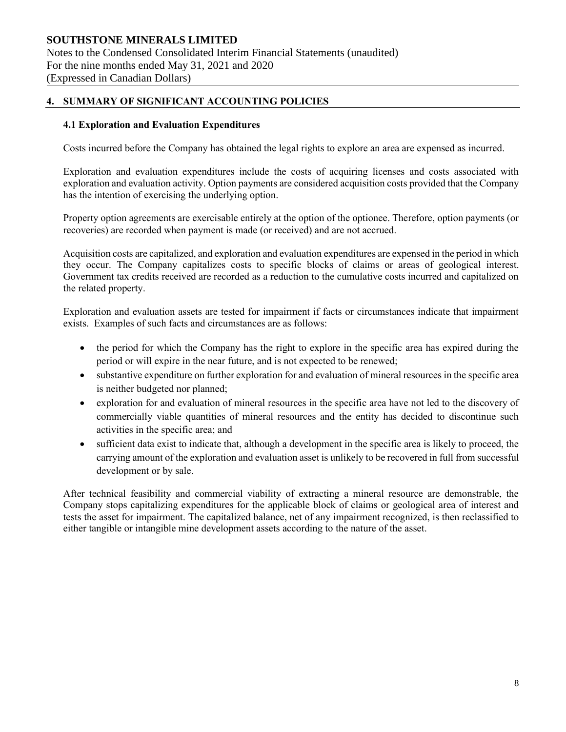## 4. SUMMARY OF SIGNIFICANT ACCOUNTING POLICIES

### 4.1 Exploration and Evaluation Expenditures

Costs incurred before the Company has obtained the legal rights to explore an area are expensed as incurred.

Exploration and evaluation expenditures include the costs of acquiring licenses and costs associated with exploration and evaluation activity. Option payments are considered acquisition costs provided that the Company has the intention of exercising the underlying option.

Property option agreements are exercisable entirely at the option of the optionee. Therefore, option payments (or recoveries) are recorded when payment is made (or received) and are not accrued.

Acquisition costs are capitalized, and exploration and evaluation expenditures are expensed in the period in which they occur. The Company capitalizes costs to specific blocks of claims or areas of geological interest. Government tax credits received are recorded as a reduction to the cumulative costs incurred and capitalized on the related property.

Exploration and evaluation assets are tested for impairment if facts or circumstances indicate that impairment exists. Examples of such facts and circumstances are as follows:

- the period for which the Company has the right to explore in the specific area has expired during the period or will expire in the near future, and is not expected to be renewed;
- substantive expenditure on further exploration for and evaluation of mineral resources in the specific area is neither budgeted nor planned;
- exploration for and evaluation of mineral resources in the specific area have not led to the discovery of commercially viable quantities of mineral resources and the entity has decided to discontinue such activities in the specific area; and
- sufficient data exist to indicate that, although a development in the specific area is likely to proceed, the carrying amount of the exploration and evaluation asset is unlikely to be recovered in full from successful development or by sale.

After technical feasibility and commercial viability of extracting a mineral resource are demonstrable, the Company stops capitalizing expenditures for the applicable block of claims or geological area of interest and tests the asset for impairment. The capitalized balance, net of any impairment recognized, is then reclassified to either tangible or intangible mine development assets according to the nature of the asset.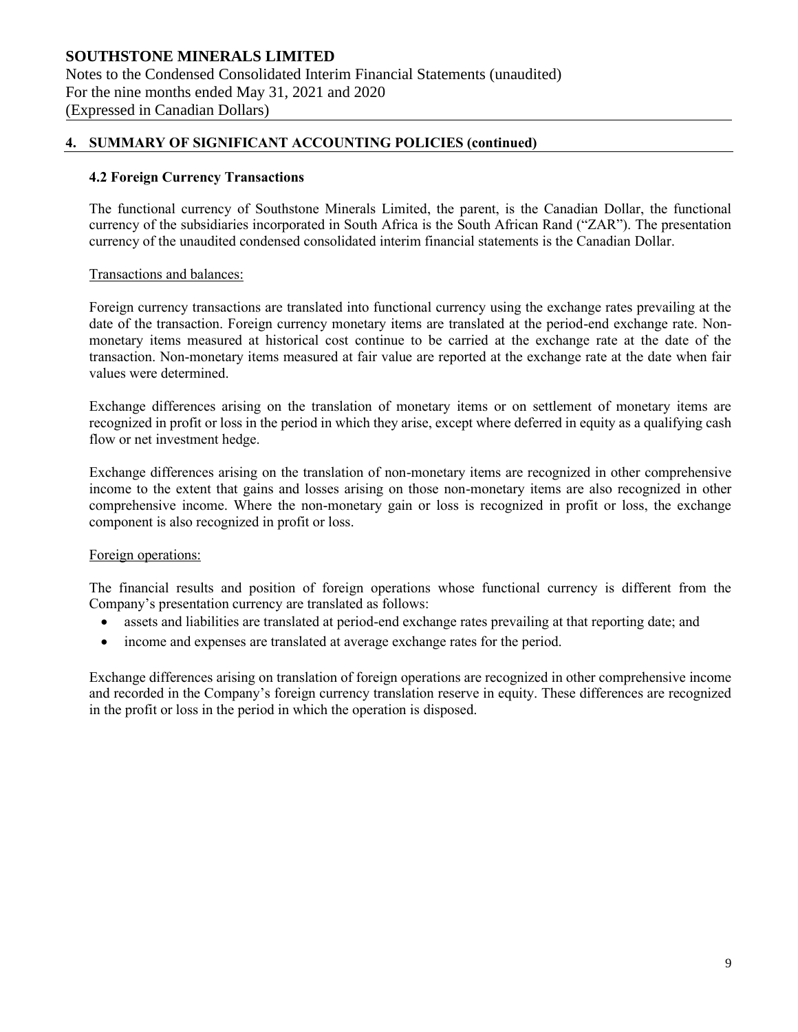## 4. SUMMARY OF SIGNIFICANT ACCOUNTING POLICIES (continued)

### 4.2 Foreign Currency Transactions

The functional currency of Southstone Minerals Limited, the parent, is the Canadian Dollar, the functional currency of the subsidiaries incorporated in South Africa is the South African Rand ("ZAR"). The presentation currency of the unaudited condensed consolidated interim financial statements is the Canadian Dollar.

Transactions and balances:

Foreign currency transactions are translated into functional currency using the exchange rates prevailing at the date of the transaction. Foreign currency monetary items are translated at the period-end exchange rate. Non-monetary items measured at historical cost continue to be carried at the exchange rate at the date of the transaction. Non-monetary items measured at fair value are reported at the exchange rate at the date when fair values were determined.

Exchange differences arising on the translation of monetary items or on settlement of monetary items are recognized in profit or loss in the period in which they arise, except where deferred in equity as a qualifying cash flow or net investment hedge.

Exchange differences arising on the translation of non-monetary items are recognized in other comprehensive income to the extent that gains and losses arising on those non-monetary items are also recognized in other comprehensive income. Where the non-monetary gain or loss is recognized in profit or loss, the exchange component is also recognized in profit or loss.

Foreign operations:

The financial results and position of foreign operations whose functional currency is different from the Company's presentation currency are translated as follows:

- assets and liabilities are translated at period-end exchange rates prevailing at that reporting date; and
- income and expenses are translated at average exchange rates for the period.

Exchange differences arising on translation of foreign operations are recognized in other comprehensive income and recorded in the Company's foreign currency translation reserve in equity. These differences are recognized in the profit or loss in the period in which the operation is disposed.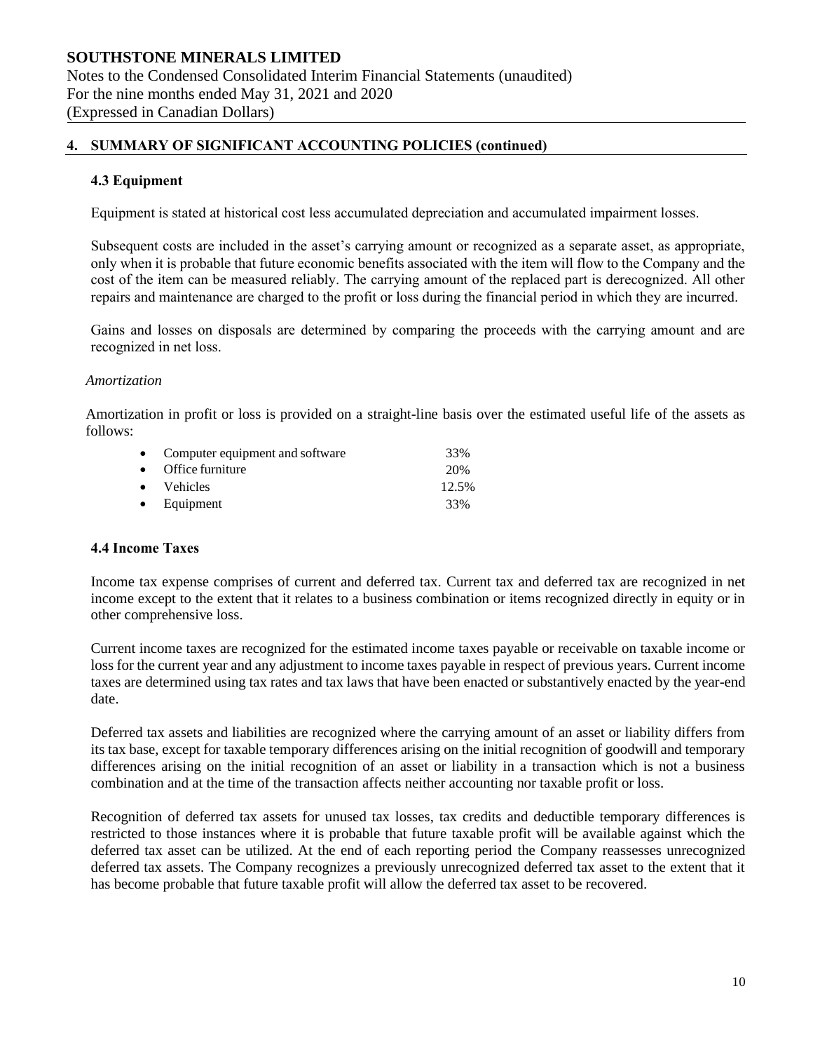## 4. SUMMARY OF SIGNIFICANT ACCOUNTING POLICIES (continued)

### 4.3 Equipment

Equipment is stated at historical cost less accumulated depreciation and accumulated impairment losses.

Subsequent costs are included in the asset's carrying amount or recognized as a separate asset, as appropriate, only when it is probable that future economic benefits associated with the item will flow to the Company and the cost of the item can be measured reliably. The carrying amount of the replaced part is derecognized. All other repairs and maintenance are charged to the profit or loss during the financial period in which they are incurred.

Gains and losses on disposals are determined by comparing the proceeds with the carrying amount and are recognized in net loss.

*Amortization*

Amortization in profit or loss is provided on a straight-line basis over the estimated useful life of the assets as follows:

- Computer equipment and software 33%
- Office furniture 20%
- Vehicles 12.5%
- Equipment 33%

### 4.4 Income Taxes

Income tax expense comprises of current and deferred tax. Current tax and deferred tax are recognized in net income except to the extent that it relates to a business combination or items recognized directly in equity or in other comprehensive loss.

Current income taxes are recognized for the estimated income taxes payable or receivable on taxable income or loss for the current year and any adjustment to income taxes payable in respect of previous years. Current income taxes are determined using tax rates and tax laws that have been enacted or substantively enacted by the year-end date.

Deferred tax assets and liabilities are recognized where the carrying amount of an asset or liability differs from its tax base, except for taxable temporary differences arising on the initial recognition of goodwill and temporary differences arising on the initial recognition of an asset or liability in a transaction which is not a business combination and at the time of the transaction affects neither accounting nor taxable profit or loss.

Recognition of deferred tax assets for unused tax losses, tax credits and deductible temporary differences is restricted to those instances where it is probable that future taxable profit will be available against which the deferred tax asset can be utilized. At the end of each reporting period the Company reassesses unrecognized deferred tax assets. The Company recognizes a previously unrecognized deferred tax asset to the extent that it has become probable that future taxable profit will allow the deferred tax asset to be recovered.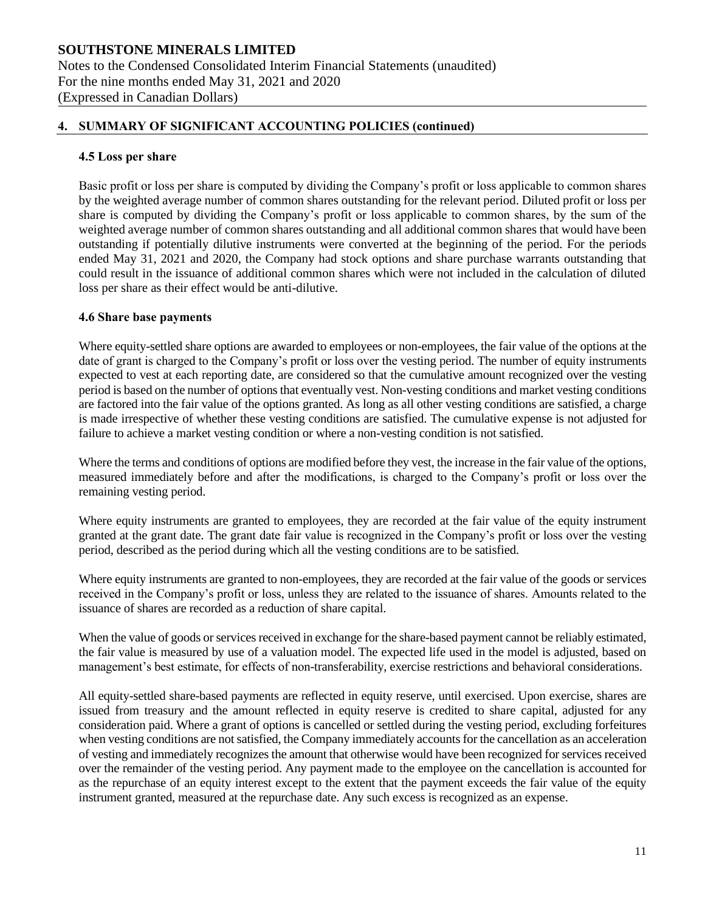## 4. SUMMARY OF SIGNIFICANT ACCOUNTING POLICIES (continued)

### 4.5 Loss per share

Basic profit or loss per share is computed by dividing the Company's profit or loss applicable to common shares by the weighted average number of common shares outstanding for the relevant period. Diluted profit or loss per share is computed by dividing the Company's profit or loss applicable to common shares, by the sum of the weighted average number of common shares outstanding and all additional common shares that would have been outstanding if potentially dilutive instruments were converted at the beginning of the period. For the periods ended May 31, 2021 and 2020, the Company had stock options and share purchase warrants outstanding that could result in the issuance of additional common shares which were not included in the calculation of diluted loss per share as their effect would be anti-dilutive.

### 4.6 Share base payments

Where equity-settled share options are awarded to employees or non-employees, the fair value of the options at the date of grant is charged to the Company's profit or loss over the vesting period. The number of equity instruments expected to vest at each reporting date, are considered so that the cumulative amount recognized over the vesting period is based on the number of options that eventually vest. Non-vesting conditions and market vesting conditions are factored into the fair value of the options granted. As long as all other vesting conditions are satisfied, a charge is made irrespective of whether these vesting conditions are satisfied. The cumulative expense is not adjusted for failure to achieve a market vesting condition or where a non-vesting condition is not satisfied.

Where the terms and conditions of options are modified before they vest, the increase in the fair value of the options, measured immediately before and after the modifications, is charged to the Company's profit or loss over the remaining vesting period.

Where equity instruments are granted to employees, they are recorded at the fair value of the equity instrument granted at the grant date. The grant date fair value is recognized in the Company's profit or loss over the vesting period, described as the period during which all the vesting conditions are to be satisfied.

Where equity instruments are granted to non-employees, they are recorded at the fair value of the goods or services received in the Company's profit or loss, unless they are related to the issuance of shares. Amounts related to the issuance of shares are recorded as a reduction of share capital.

When the value of goods or services received in exchange for the share-based payment cannot be reliably estimated, the fair value is measured by use of a valuation model. The expected life used in the model is adjusted, based on management's best estimate, for effects of non-transferability, exercise restrictions and behavioral considerations.

All equity-settled share-based payments are reflected in equity reserve, until exercised. Upon exercise, shares are issued from treasury and the amount reflected in equity reserve is credited to share capital, adjusted for any consideration paid. Where a grant of options is cancelled or settled during the vesting period, excluding forfeitures when vesting conditions are not satisfied, the Company immediately accounts for the cancellation as an acceleration of vesting and immediately recognizes the amount that otherwise would have been recognized for services received over the remainder of the vesting period. Any payment made to the employee on the cancellation is accounted for as the repurchase of an equity interest except to the extent that the payment exceeds the fair value of the equity instrument granted, measured at the repurchase date. Any such excess is recognized as an expense.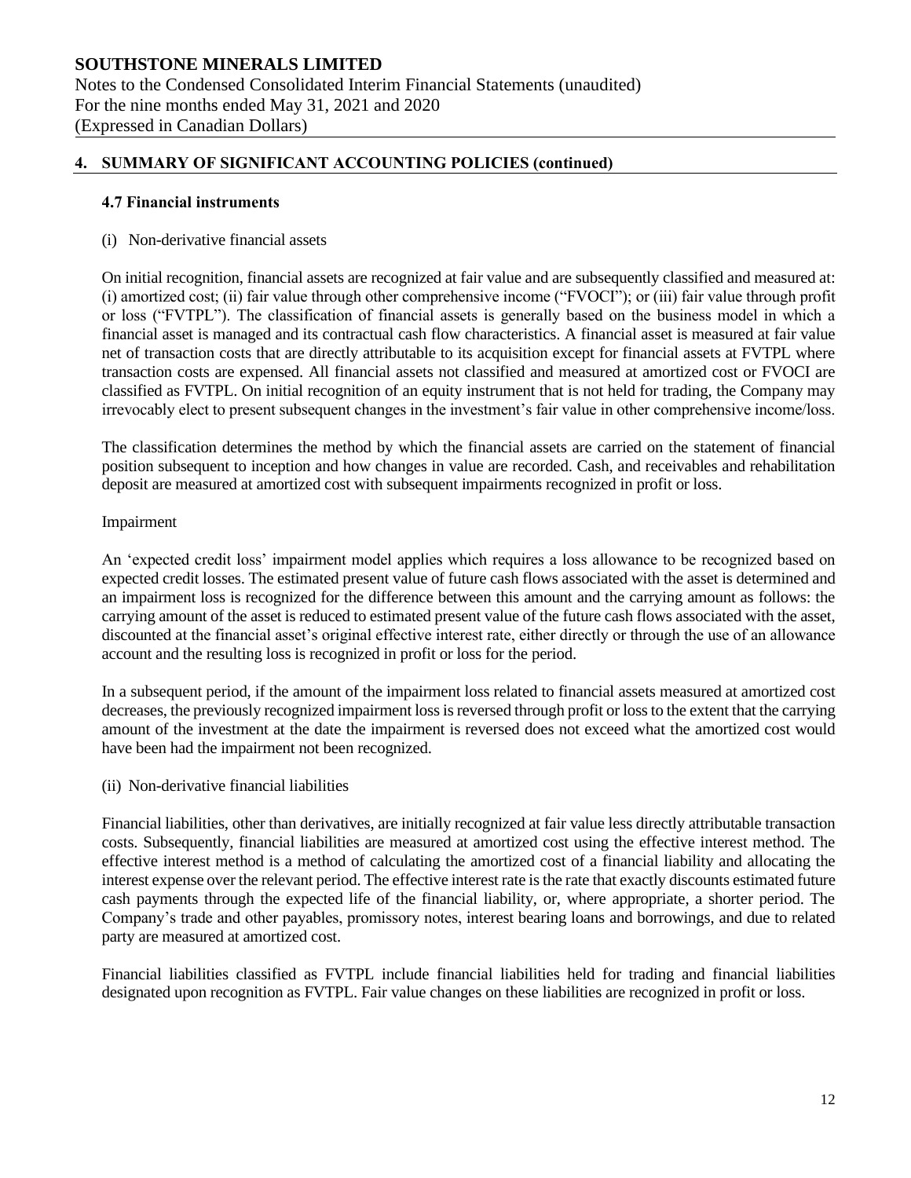## 4. SUMMARY OF SIGNIFICANT ACCOUNTING POLICIES (continued)

### 4.7 Financial instruments

(i) Non-derivative financial assets

On initial recognition, financial assets are recognized at fair value and are subsequently classified and measured at: (i) amortized cost; (ii) fair value through other comprehensive income ("FVOCI"); or (iii) fair value through profit or loss ("FVTPL"). The classification of financial assets is generally based on the business model in which a financial asset is managed and its contractual cash flow characteristics. A financial asset is measured at fair value net of transaction costs that are directly attributable to its acquisition except for financial assets at FVTPL where transaction costs are expensed. All financial assets not classified and measured at amortized cost or FVOCI are classified as FVTPL. On initial recognition of an equity instrument that is not held for trading, the Company may irrevocably elect to present subsequent changes in the investment's fair value in other comprehensive income/loss.

The classification determines the method by which the financial assets are carried on the statement of financial position subsequent to inception and how changes in value are recorded. Cash, and receivables and rehabilitation deposit are measured at amortized cost with subsequent impairments recognized in profit or loss.

Impairment

An 'expected credit loss' impairment model applies which requires a loss allowance to be recognized based on expected credit losses. The estimated present value of future cash flows associated with the asset is determined and an impairment loss is recognized for the difference between this amount and the carrying amount as follows: the carrying amount of the asset is reduced to estimated present value of the future cash flows associated with the asset, discounted at the financial asset's original effective interest rate, either directly or through the use of an allowance account and the resulting loss is recognized in profit or loss for the period.

In a subsequent period, if the amount of the impairment loss related to financial assets measured at amortized cost decreases, the previously recognized impairment loss is reversed through profit or loss to the extent that the carrying amount of the investment at the date the impairment is reversed does not exceed what the amortized cost would have been had the impairment not been recognized.

(ii) Non-derivative financial liabilities

Financial liabilities, other than derivatives, are initially recognized at fair value less directly attributable transaction costs. Subsequently, financial liabilities are measured at amortized cost using the effective interest method. The effective interest method is a method of calculating the amortized cost of a financial liability and allocating the interest expense over the relevant period. The effective interest rate is the rate that exactly discounts estimated future cash payments through the expected life of the financial liability, or, where appropriate, a shorter period. The Company's trade and other payables, promissory notes, interest bearing loans and borrowings, and due to related party are measured at amortized cost.

Financial liabilities classified as FVTPL include financial liabilities held for trading and financial liabilities designated upon recognition as FVTPL. Fair value changes on these liabilities are recognized in profit or loss.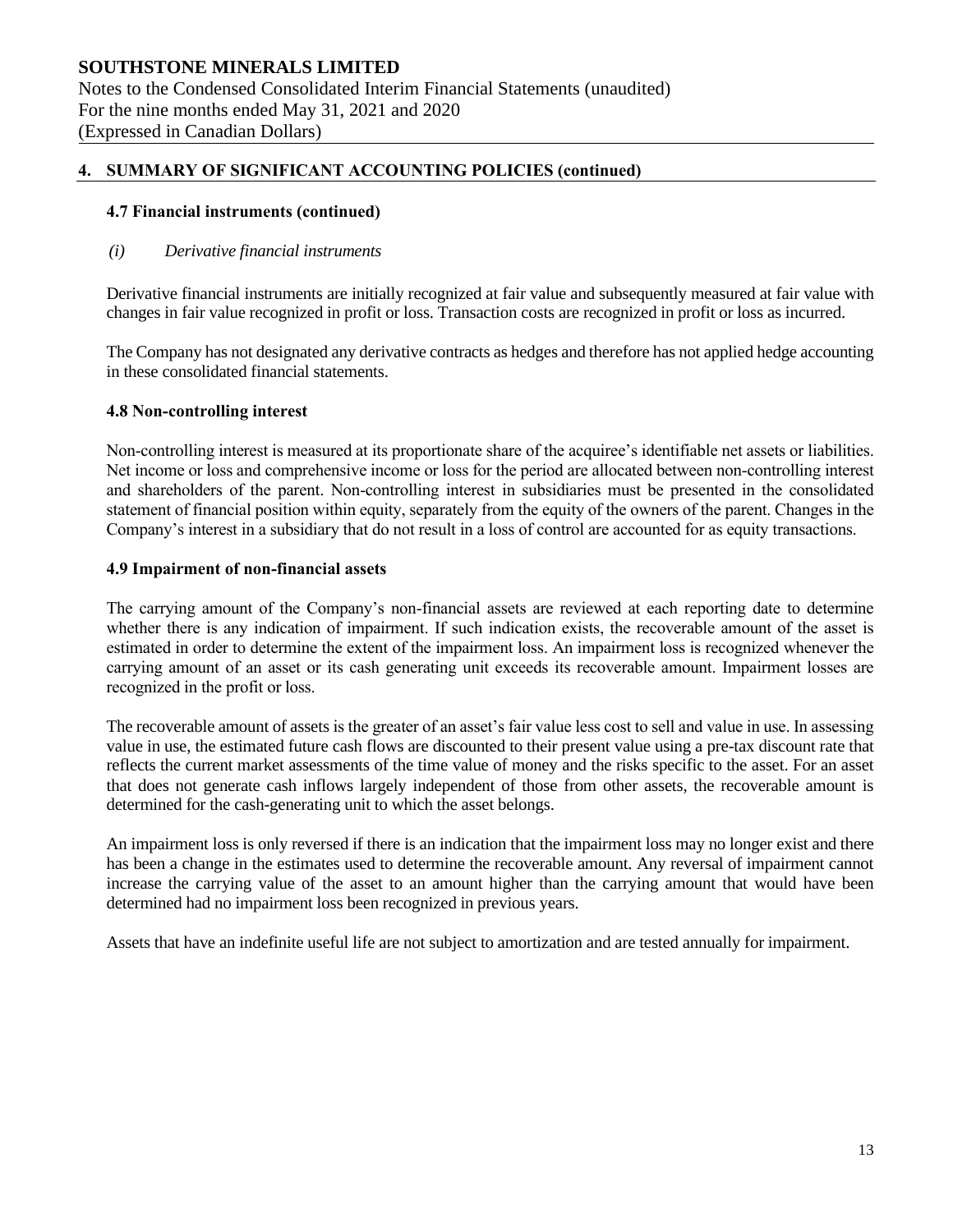# SOUTHSTONE MINERALS LIMITED

Notes to the Condensed Consolidated Interim Financial Statements (unaudited)
For the nine months ended May 31, 2021 and 2020
(Expressed in Canadian Dollars)

## 4. SUMMARY OF SIGNIFICANT ACCOUNTING POLICIES (continued)

### 4.7 Financial instruments (continued)

*(i) Derivative financial instruments*

Derivative financial instruments are initially recognized at fair value and subsequently measured at fair value with changes in fair value recognized in profit or loss. Transaction costs are recognized in profit or loss as incurred.

The Company has not designated any derivative contracts as hedges and therefore has not applied hedge accounting in these consolidated financial statements.

### 4.8 Non-controlling interest

Non-controlling interest is measured at its proportionate share of the acquiree's identifiable net assets or liabilities. Net income or loss and comprehensive income or loss for the period are allocated between non-controlling interest and shareholders of the parent. Non-controlling interest in subsidiaries must be presented in the consolidated statement of financial position within equity, separately from the equity of the owners of the parent. Changes in the Company's interest in a subsidiary that do not result in a loss of control are accounted for as equity transactions.

### 4.9 Impairment of non-financial assets

The carrying amount of the Company's non-financial assets are reviewed at each reporting date to determine whether there is any indication of impairment. If such indication exists, the recoverable amount of the asset is estimated in order to determine the extent of the impairment loss. An impairment loss is recognized whenever the carrying amount of an asset or its cash generating unit exceeds its recoverable amount. Impairment losses are recognized in the profit or loss.

The recoverable amount of assets is the greater of an asset's fair value less cost to sell and value in use. In assessing value in use, the estimated future cash flows are discounted to their present value using a pre-tax discount rate that reflects the current market assessments of the time value of money and the risks specific to the asset. For an asset that does not generate cash inflows largely independent of those from other assets, the recoverable amount is determined for the cash-generating unit to which the asset belongs.

An impairment loss is only reversed if there is an indication that the impairment loss may no longer exist and there has been a change in the estimates used to determine the recoverable amount. Any reversal of impairment cannot increase the carrying value of the asset to an amount higher than the carrying amount that would have been determined had no impairment loss been recognized in previous years.

Assets that have an indefinite useful life are not subject to amortization and are tested annually for impairment.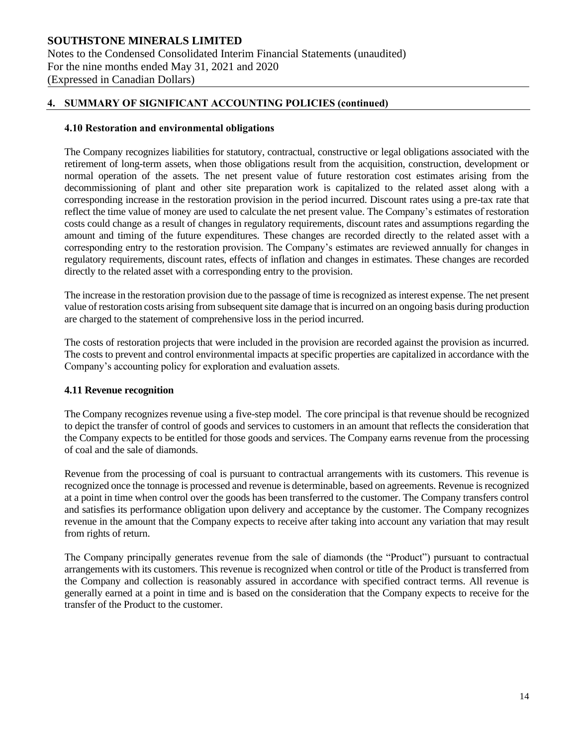## 4. SUMMARY OF SIGNIFICANT ACCOUNTING POLICIES (continued)

### 4.10 Restoration and environmental obligations

The Company recognizes liabilities for statutory, contractual, constructive or legal obligations associated with the retirement of long-term assets, when those obligations result from the acquisition, construction, development or normal operation of the assets. The net present value of future restoration cost estimates arising from the decommissioning of plant and other site preparation work is capitalized to the related asset along with a corresponding increase in the restoration provision in the period incurred. Discount rates using a pre-tax rate that reflect the time value of money are used to calculate the net present value. The Company's estimates of restoration costs could change as a result of changes in regulatory requirements, discount rates and assumptions regarding the amount and timing of the future expenditures. These changes are recorded directly to the related asset with a corresponding entry to the restoration provision. The Company's estimates are reviewed annually for changes in regulatory requirements, discount rates, effects of inflation and changes in estimates. These changes are recorded directly to the related asset with a corresponding entry to the provision.

The increase in the restoration provision due to the passage of time is recognized as interest expense. The net present value of restoration costs arising from subsequent site damage that is incurred on an ongoing basis during production are charged to the statement of comprehensive loss in the period incurred.

The costs of restoration projects that were included in the provision are recorded against the provision as incurred. The costs to prevent and control environmental impacts at specific properties are capitalized in accordance with the Company's accounting policy for exploration and evaluation assets.

### 4.11 Revenue recognition

The Company recognizes revenue using a five-step model. The core principal is that revenue should be recognized to depict the transfer of control of goods and services to customers in an amount that reflects the consideration that the Company expects to be entitled for those goods and services. The Company earns revenue from the processing of coal and the sale of diamonds.

Revenue from the processing of coal is pursuant to contractual arrangements with its customers. This revenue is recognized once the tonnage is processed and revenue is determinable, based on agreements. Revenue is recognized at a point in time when control over the goods has been transferred to the customer. The Company transfers control and satisfies its performance obligation upon delivery and acceptance by the customer. The Company recognizes revenue in the amount that the Company expects to receive after taking into account any variation that may result from rights of return.

The Company principally generates revenue from the sale of diamonds (the "Product") pursuant to contractual arrangements with its customers. This revenue is recognized when control or title of the Product is transferred from the Company and collection is reasonably assured in accordance with specified contract terms. All revenue is generally earned at a point in time and is based on the consideration that the Company expects to receive for the transfer of the Product to the customer.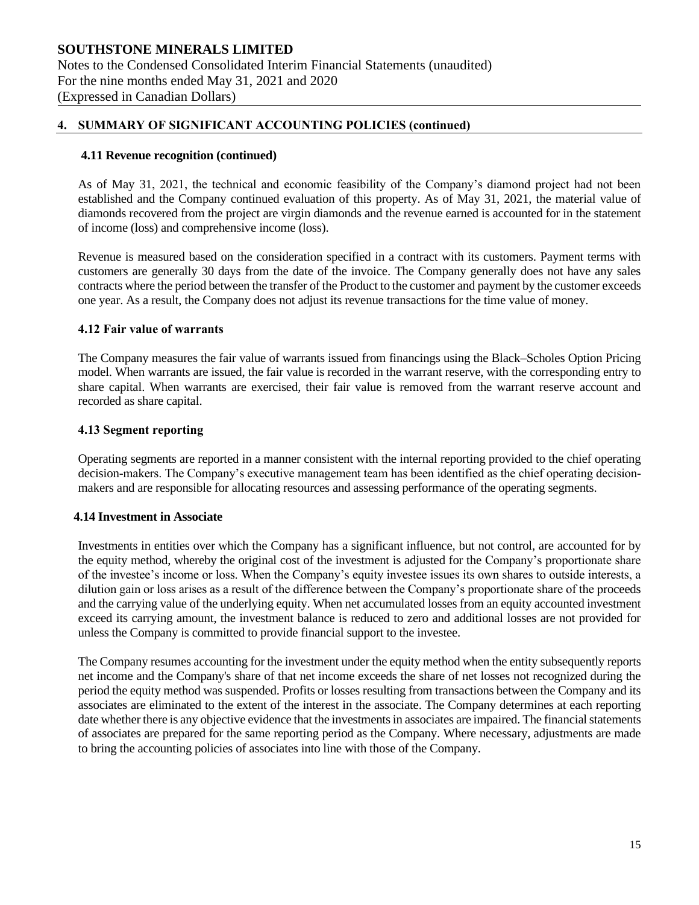## 4. SUMMARY OF SIGNIFICANT ACCOUNTING POLICIES (continued)

### 4.11 Revenue recognition (continued)

As of May 31, 2021, the technical and economic feasibility of the Company's diamond project had not been established and the Company continued evaluation of this property. As of May 31, 2021, the material value of diamonds recovered from the project are virgin diamonds and the revenue earned is accounted for in the statement of income (loss) and comprehensive income (loss).

Revenue is measured based on the consideration specified in a contract with its customers. Payment terms with customers are generally 30 days from the date of the invoice. The Company generally does not have any sales contracts where the period between the transfer of the Product to the customer and payment by the customer exceeds one year. As a result, the Company does not adjust its revenue transactions for the time value of money.

### 4.12 Fair value of warrants

The Company measures the fair value of warrants issued from financings using the Black–Scholes Option Pricing model. When warrants are issued, the fair value is recorded in the warrant reserve, with the corresponding entry to share capital. When warrants are exercised, their fair value is removed from the warrant reserve account and recorded as share capital.

### 4.13 Segment reporting

Operating segments are reported in a manner consistent with the internal reporting provided to the chief operating decision-makers. The Company's executive management team has been identified as the chief operating decision-makers and are responsible for allocating resources and assessing performance of the operating segments.

### 4.14 Investment in Associate

Investments in entities over which the Company has a significant influence, but not control, are accounted for by the equity method, whereby the original cost of the investment is adjusted for the Company's proportionate share of the investee's income or loss. When the Company's equity investee issues its own shares to outside interests, a dilution gain or loss arises as a result of the difference between the Company's proportionate share of the proceeds and the carrying value of the underlying equity. When net accumulated losses from an equity accounted investment exceed its carrying amount, the investment balance is reduced to zero and additional losses are not provided for unless the Company is committed to provide financial support to the investee.

The Company resumes accounting for the investment under the equity method when the entity subsequently reports net income and the Company's share of that net income exceeds the share of net losses not recognized during the period the equity method was suspended. Profits or losses resulting from transactions between the Company and its associates are eliminated to the extent of the interest in the associate. The Company determines at each reporting date whether there is any objective evidence that the investments in associates are impaired. The financial statements of associates are prepared for the same reporting period as the Company. Where necessary, adjustments are made to bring the accounting policies of associates into line with those of the Company.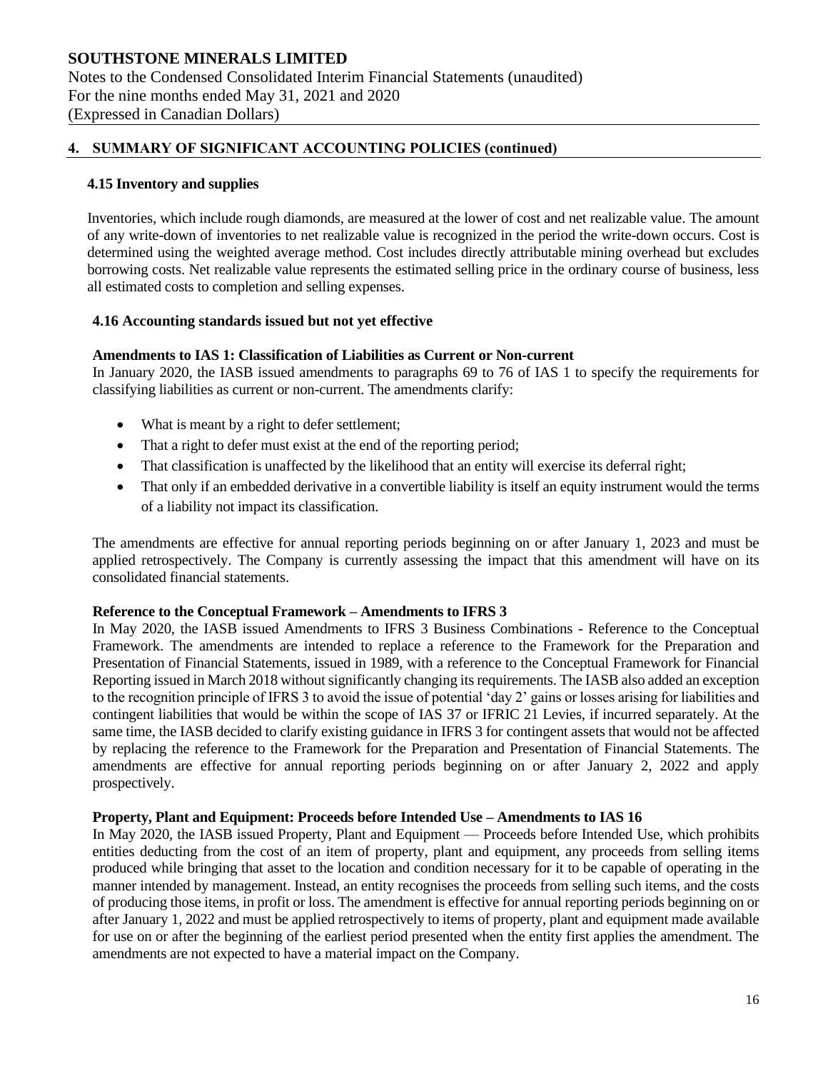## 4. SUMMARY OF SIGNIFICANT ACCOUNTING POLICIES (continued)

### 4.15 Inventory and supplies

Inventories, which include rough diamonds, are measured at the lower of cost and net realizable value. The amount of any write-down of inventories to net realizable value is recognized in the period the write-down occurs. Cost is determined using the weighted average method. Cost includes directly attributable mining overhead but excludes borrowing costs. Net realizable value represents the estimated selling price in the ordinary course of business, less all estimated costs to completion and selling expenses.

### 4.16 Accounting standards issued but not yet effective

**Amendments to IAS 1: Classification of Liabilities as Current or Non-current**

In January 2020, the IASB issued amendments to paragraphs 69 to 76 of IAS 1 to specify the requirements for classifying liabilities as current or non-current. The amendments clarify:

- What is meant by a right to defer settlement;
- That a right to defer must exist at the end of the reporting period;
- That classification is unaffected by the likelihood that an entity will exercise its deferral right;
- That only if an embedded derivative in a convertible liability is itself an equity instrument would the terms of a liability not impact its classification.

The amendments are effective for annual reporting periods beginning on or after January 1, 2023 and must be applied retrospectively. The Company is currently assessing the impact that this amendment will have on its consolidated financial statements.

**Reference to the Conceptual Framework – Amendments to IFRS 3**

In May 2020, the IASB issued Amendments to IFRS 3 Business Combinations - Reference to the Conceptual Framework. The amendments are intended to replace a reference to the Framework for the Preparation and Presentation of Financial Statements, issued in 1989, with a reference to the Conceptual Framework for Financial Reporting issued in March 2018 without significantly changing its requirements. The IASB also added an exception to the recognition principle of IFRS 3 to avoid the issue of potential 'day 2' gains or losses arising for liabilities and contingent liabilities that would be within the scope of IAS 37 or IFRIC 21 Levies, if incurred separately. At the same time, the IASB decided to clarify existing guidance in IFRS 3 for contingent assets that would not be affected by replacing the reference to the Framework for the Preparation and Presentation of Financial Statements. The amendments are effective for annual reporting periods beginning on or after January 2, 2022 and apply prospectively.

**Property, Plant and Equipment: Proceeds before Intended Use – Amendments to IAS 16**

In May 2020, the IASB issued Property, Plant and Equipment — Proceeds before Intended Use, which prohibits entities deducting from the cost of an item of property, plant and equipment, any proceeds from selling items produced while bringing that asset to the location and condition necessary for it to be capable of operating in the manner intended by management. Instead, an entity recognises the proceeds from selling such items, and the costs of producing those items, in profit or loss. The amendment is effective for annual reporting periods beginning on or after January 1, 2022 and must be applied retrospectively to items of property, plant and equipment made available for use on or after the beginning of the earliest period presented when the entity first applies the amendment. The amendments are not expected to have a material impact on the Company.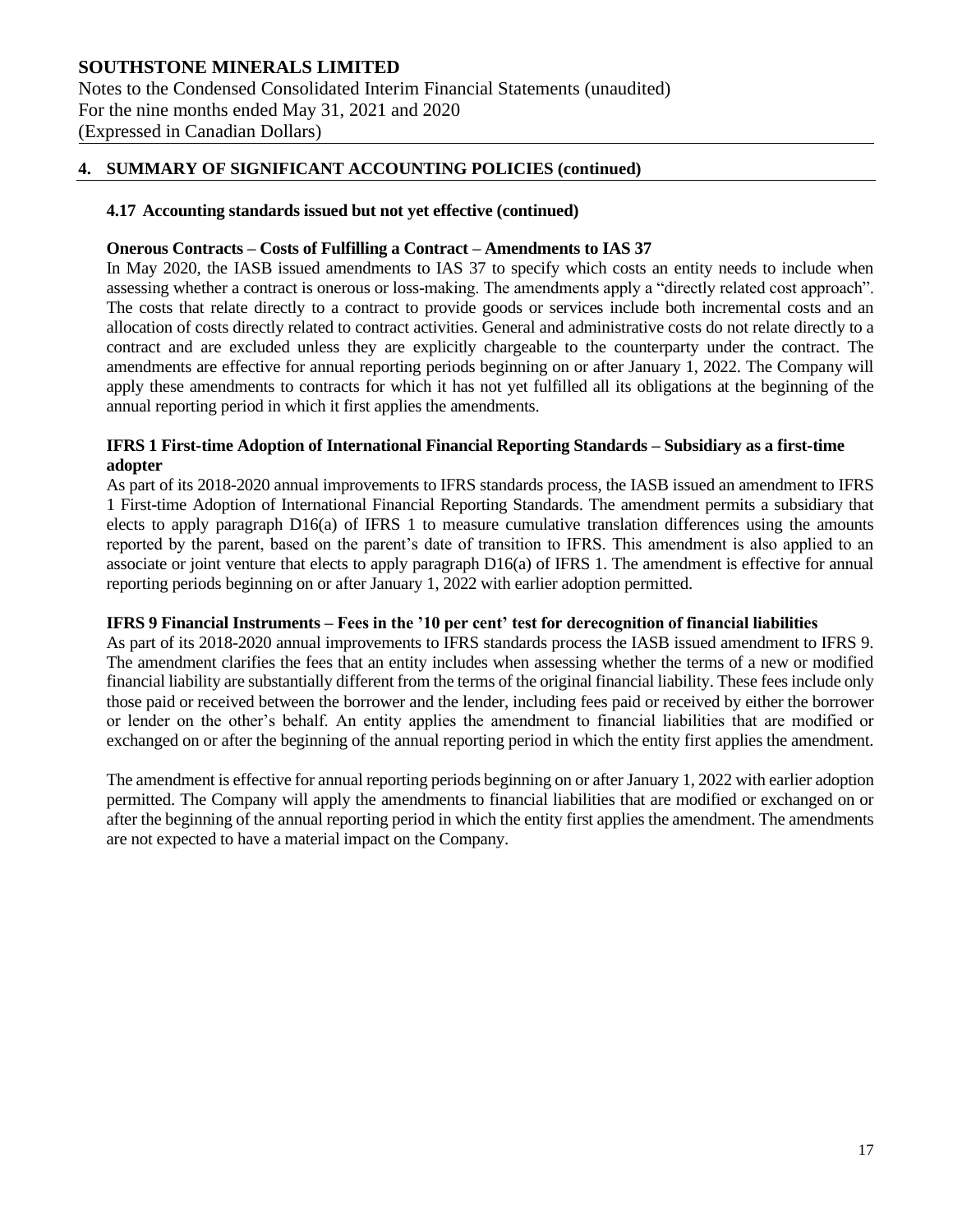SOUTHSTONE MINERALS LIMITED
Notes to the Condensed Consolidated Interim Financial Statements (unaudited)
For the nine months ended May 31, 2021 and 2020
(Expressed in Canadian Dollars)

## 4. SUMMARY OF SIGNIFICANT ACCOUNTING POLICIES (continued)

### 4.17 Accounting standards issued but not yet effective (continued)

**Onerous Contracts – Costs of Fulfilling a Contract – Amendments to IAS 37**

In May 2020, the IASB issued amendments to IAS 37 to specify which costs an entity needs to include when assessing whether a contract is onerous or loss-making. The amendments apply a "directly related cost approach". The costs that relate directly to a contract to provide goods or services include both incremental costs and an allocation of costs directly related to contract activities. General and administrative costs do not relate directly to a contract and are excluded unless they are explicitly chargeable to the counterparty under the contract. The amendments are effective for annual reporting periods beginning on or after January 1, 2022. The Company will apply these amendments to contracts for which it has not yet fulfilled all its obligations at the beginning of the annual reporting period in which it first applies the amendments.

**IFRS 1 First-time Adoption of International Financial Reporting Standards – Subsidiary as a first-time adopter**

As part of its 2018-2020 annual improvements to IFRS standards process, the IASB issued an amendment to IFRS 1 First-time Adoption of International Financial Reporting Standards. The amendment permits a subsidiary that elects to apply paragraph D16(a) of IFRS 1 to measure cumulative translation differences using the amounts reported by the parent, based on the parent's date of transition to IFRS. This amendment is also applied to an associate or joint venture that elects to apply paragraph D16(a) of IFRS 1. The amendment is effective for annual reporting periods beginning on or after January 1, 2022 with earlier adoption permitted.

**IFRS 9 Financial Instruments – Fees in the '10 per cent' test for derecognition of financial liabilities**

As part of its 2018-2020 annual improvements to IFRS standards process the IASB issued amendment to IFRS 9. The amendment clarifies the fees that an entity includes when assessing whether the terms of a new or modified financial liability are substantially different from the terms of the original financial liability. These fees include only those paid or received between the borrower and the lender, including fees paid or received by either the borrower or lender on the other's behalf. An entity applies the amendment to financial liabilities that are modified or exchanged on or after the beginning of the annual reporting period in which the entity first applies the amendment.

The amendment is effective for annual reporting periods beginning on or after January 1, 2022 with earlier adoption permitted. The Company will apply the amendments to financial liabilities that are modified or exchanged on or after the beginning of the annual reporting period in which the entity first applies the amendment. The amendments are not expected to have a material impact on the Company.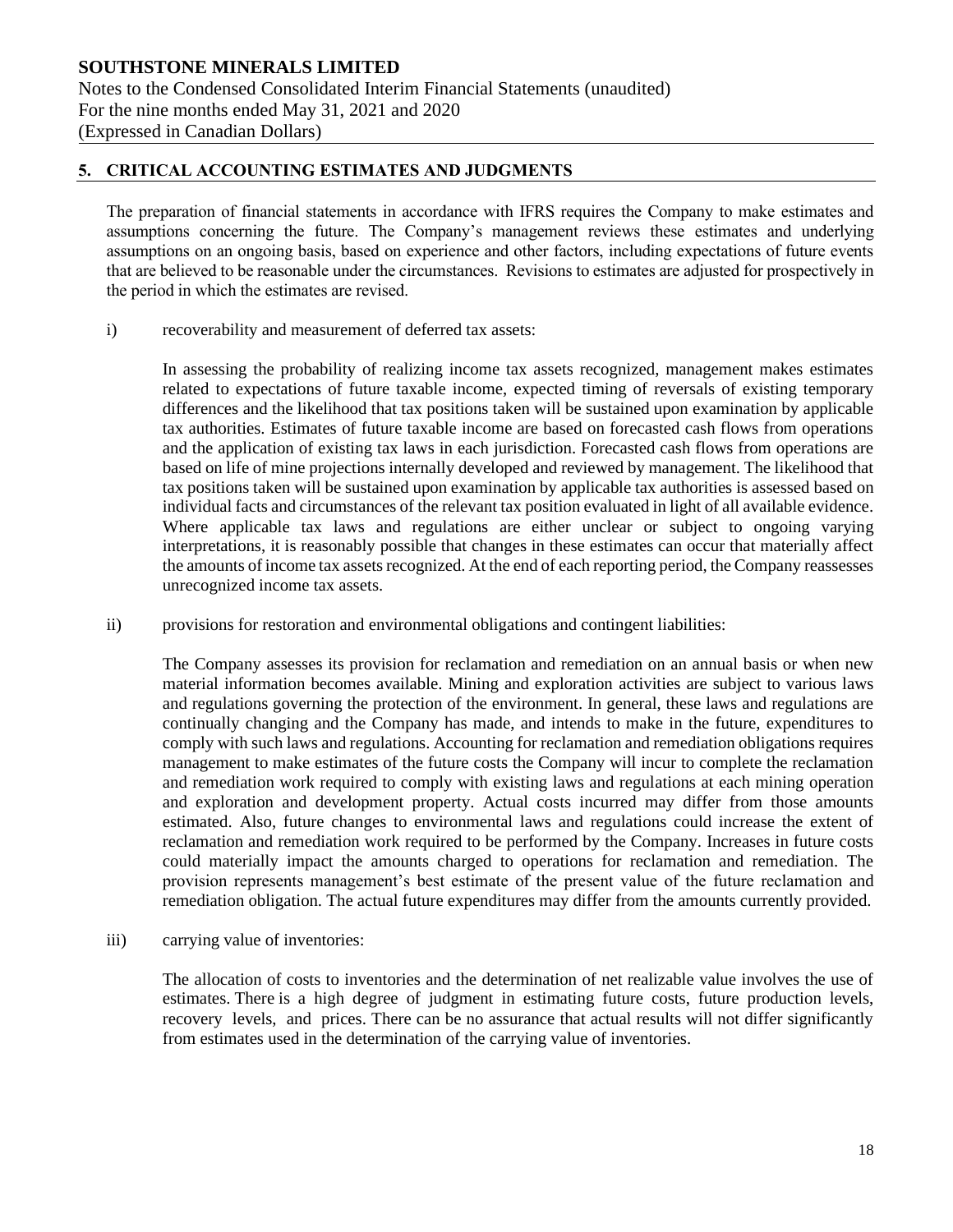## 5. CRITICAL ACCOUNTING ESTIMATES AND JUDGMENTS

The preparation of financial statements in accordance with IFRS requires the Company to make estimates and assumptions concerning the future. The Company's management reviews these estimates and underlying assumptions on an ongoing basis, based on experience and other factors, including expectations of future events that are believed to be reasonable under the circumstances. Revisions to estimates are adjusted for prospectively in the period in which the estimates are revised.

i) recoverability and measurement of deferred tax assets:

In assessing the probability of realizing income tax assets recognized, management makes estimates related to expectations of future taxable income, expected timing of reversals of existing temporary differences and the likelihood that tax positions taken will be sustained upon examination by applicable tax authorities. Estimates of future taxable income are based on forecasted cash flows from operations and the application of existing tax laws in each jurisdiction. Forecasted cash flows from operations are based on life of mine projections internally developed and reviewed by management. The likelihood that tax positions taken will be sustained upon examination by applicable tax authorities is assessed based on individual facts and circumstances of the relevant tax position evaluated in light of all available evidence. Where applicable tax laws and regulations are either unclear or subject to ongoing varying interpretations, it is reasonably possible that changes in these estimates can occur that materially affect the amounts of income tax assets recognized. At the end of each reporting period, the Company reassesses unrecognized income tax assets.

ii) provisions for restoration and environmental obligations and contingent liabilities:

The Company assesses its provision for reclamation and remediation on an annual basis or when new material information becomes available. Mining and exploration activities are subject to various laws and regulations governing the protection of the environment. In general, these laws and regulations are continually changing and the Company has made, and intends to make in the future, expenditures to comply with such laws and regulations. Accounting for reclamation and remediation obligations requires management to make estimates of the future costs the Company will incur to complete the reclamation and remediation work required to comply with existing laws and regulations at each mining operation and exploration and development property. Actual costs incurred may differ from those amounts estimated. Also, future changes to environmental laws and regulations could increase the extent of reclamation and remediation work required to be performed by the Company. Increases in future costs could materially impact the amounts charged to operations for reclamation and remediation. The provision represents management's best estimate of the present value of the future reclamation and remediation obligation. The actual future expenditures may differ from the amounts currently provided.

iii) carrying value of inventories:

The allocation of costs to inventories and the determination of net realizable value involves the use of estimates. There is a high degree of judgment in estimating future costs, future production levels, recovery levels, and prices. There can be no assurance that actual results will not differ significantly from estimates used in the determination of the carrying value of inventories.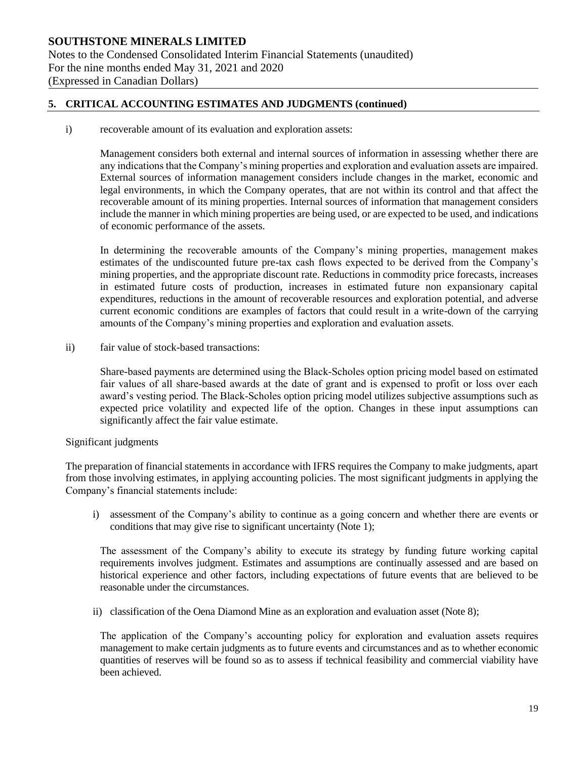## 5. CRITICAL ACCOUNTING ESTIMATES AND JUDGMENTS (continued)

i) recoverable amount of its evaluation and exploration assets:

Management considers both external and internal sources of information in assessing whether there are any indications that the Company's mining properties and exploration and evaluation assets are impaired. External sources of information management considers include changes in the market, economic and legal environments, in which the Company operates, that are not within its control and that affect the recoverable amount of its mining properties. Internal sources of information that management considers include the manner in which mining properties are being used, or are expected to be used, and indications of economic performance of the assets.

In determining the recoverable amounts of the Company's mining properties, management makes estimates of the undiscounted future pre-tax cash flows expected to be derived from the Company's mining properties, and the appropriate discount rate. Reductions in commodity price forecasts, increases in estimated future costs of production, increases in estimated future non expansionary capital expenditures, reductions in the amount of recoverable resources and exploration potential, and adverse current economic conditions are examples of factors that could result in a write-down of the carrying amounts of the Company's mining properties and exploration and evaluation assets.

ii) fair value of stock-based transactions:

Share-based payments are determined using the Black-Scholes option pricing model based on estimated fair values of all share-based awards at the date of grant and is expensed to profit or loss over each award's vesting period. The Black-Scholes option pricing model utilizes subjective assumptions such as expected price volatility and expected life of the option. Changes in these input assumptions can significantly affect the fair value estimate.

Significant judgments

The preparation of financial statements in accordance with IFRS requires the Company to make judgments, apart from those involving estimates, in applying accounting policies. The most significant judgments in applying the Company's financial statements include:

i) assessment of the Company's ability to continue as a going concern and whether there are events or conditions that may give rise to significant uncertainty (Note 1);

The assessment of the Company's ability to execute its strategy by funding future working capital requirements involves judgment. Estimates and assumptions are continually assessed and are based on historical experience and other factors, including expectations of future events that are believed to be reasonable under the circumstances.

ii) classification of the Oena Diamond Mine as an exploration and evaluation asset (Note 8);

The application of the Company's accounting policy for exploration and evaluation assets requires management to make certain judgments as to future events and circumstances and as to whether economic quantities of reserves will be found so as to assess if technical feasibility and commercial viability have been achieved.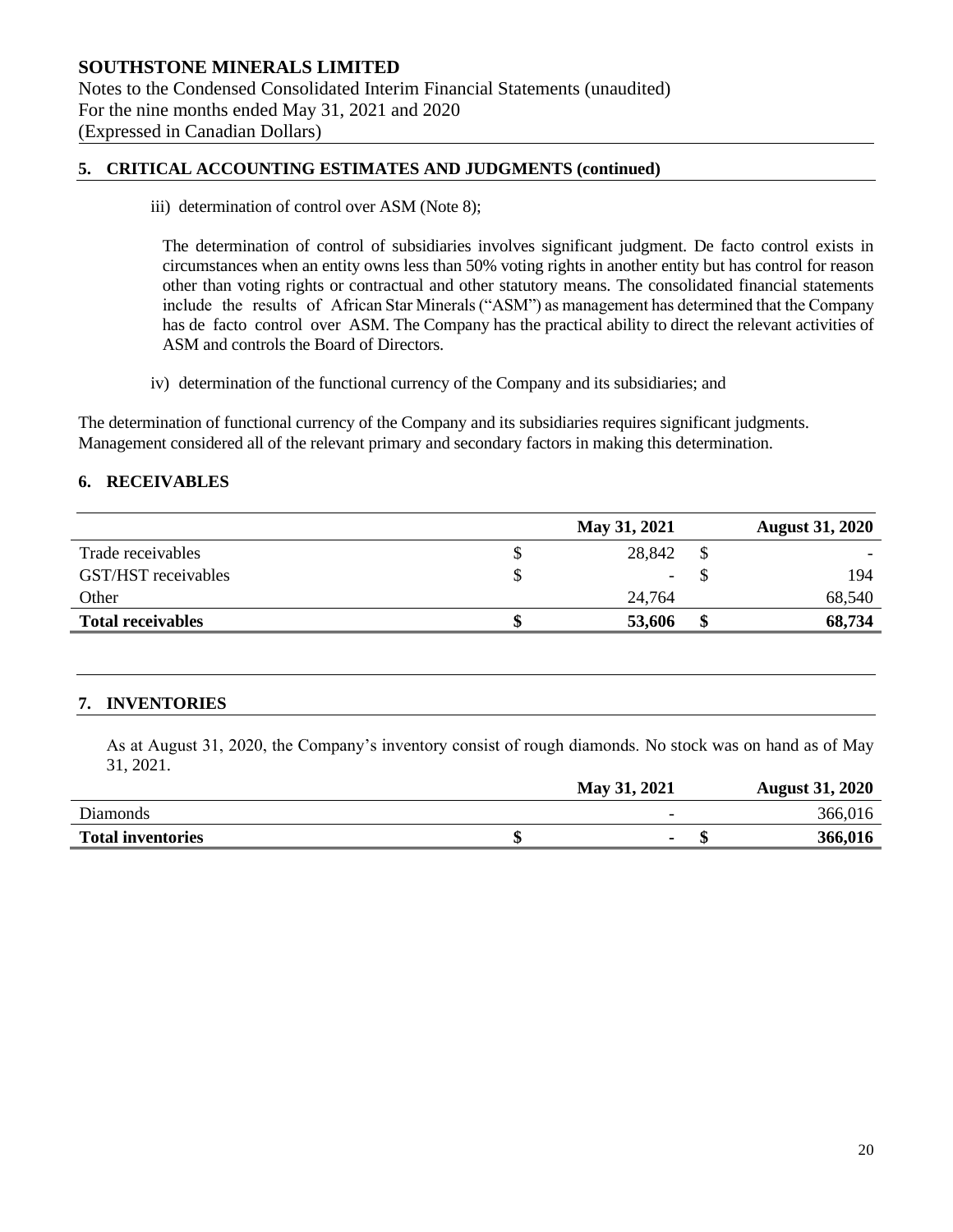**SOUTHSTONE MINERALS LIMITED**
Notes to the Condensed Consolidated Interim Financial Statements (unaudited)
For the nine months ended May 31, 2021 and 2020
(Expressed in Canadian Dollars)

## 5. CRITICAL ACCOUNTING ESTIMATES AND JUDGMENTS (continued)

iii) determination of control over ASM (Note 8);

The determination of control of subsidiaries involves significant judgment. De facto control exists in circumstances when an entity owns less than 50% voting rights in another entity but has control for reason other than voting rights or contractual and other statutory means. The consolidated financial statements include the results of African Star Minerals ("ASM") as management has determined that the Company has de facto control over ASM. The Company has the practical ability to direct the relevant activities of ASM and controls the Board of Directors.

iv) determination of the functional currency of the Company and its subsidiaries; and

The determination of functional currency of the Company and its subsidiaries requires significant judgments. Management considered all of the relevant primary and secondary factors in making this determination.

## 6. RECEIVABLES

| | | May 31, 2021 | | August 31, 2020 |
|---|---|---|---|---|
| Trade receivables | $ | 28,842 | $ | - |
| GST/HST receivables | $ | - | $ | 194 |
| Other | | 24,764 | | 68,540 |
| **Total receivables** | **$** | **53,606** | **$** | **68,734** |

## 7. INVENTORIES

As at August 31, 2020, the Company's inventory consist of rough diamonds. No stock was on hand as of May 31, 2021.

| | | May 31, 2021 | | August 31, 2020 |
|---|---|---|---|---|
| Diamonds | | - | | 366,016 |
| **Total inventories** | **$** | **-** | **$** | **366,016** |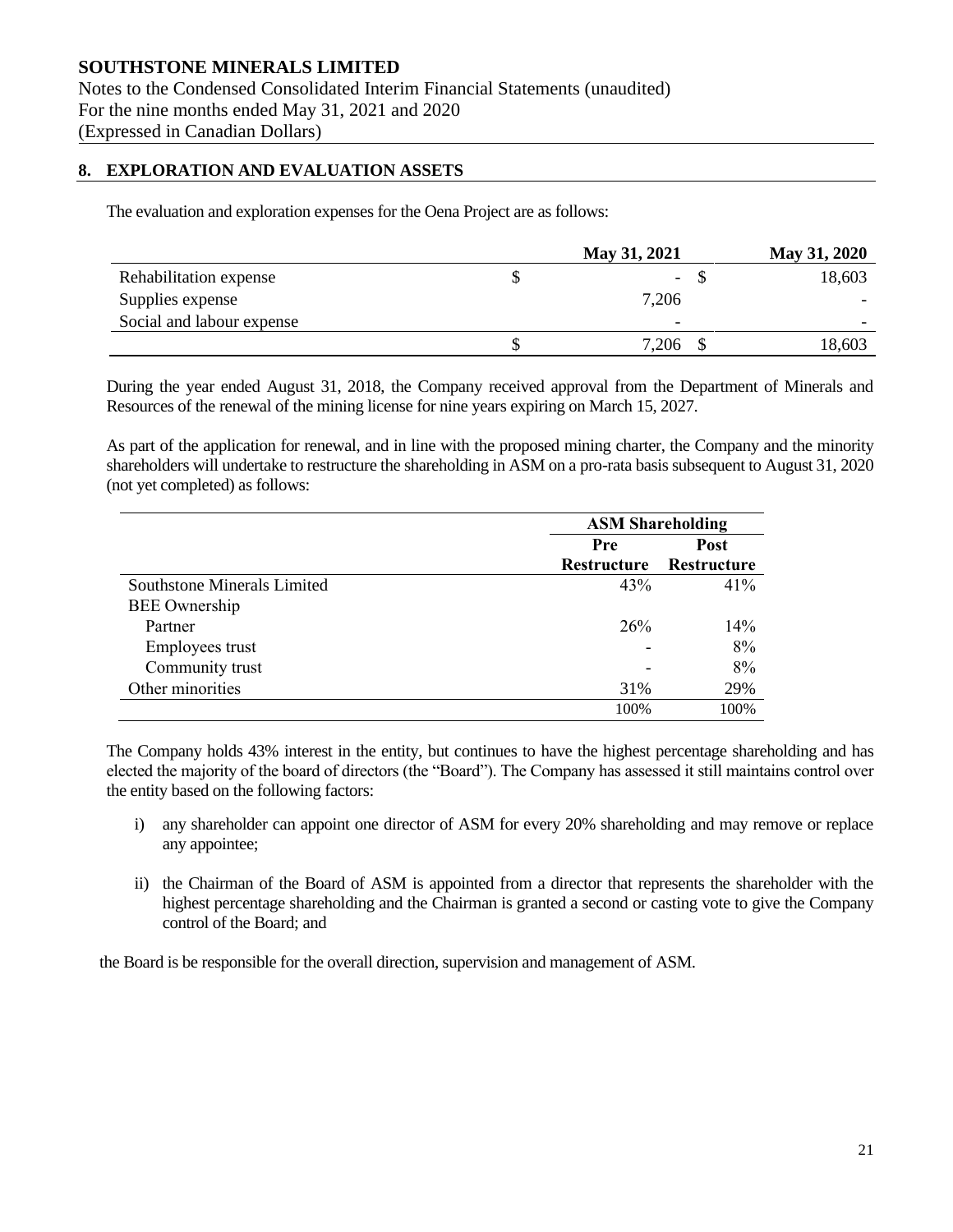## 8. EXPLORATION AND EVALUATION ASSETS

The evaluation and exploration expenses for the Oena Project are as follows:

| | May 31, 2021 | May 31, 2020 |
|---|---|---|
| Rehabilitation expense | $ - | $ 18,603 |
| Supplies expense | 7,206 | - |
| Social and labour expense | - | - |
| | $ 7,206 | $ 18,603 |

During the year ended August 31, 2018, the Company received approval from the Department of Minerals and Resources of the renewal of the mining license for nine years expiring on March 15, 2027.

As part of the application for renewal, and in line with the proposed mining charter, the Company and the minority shareholders will undertake to restructure the shareholding in ASM on a pro-rata basis subsequent to August 31, 2020 (not yet completed) as follows:

| | ASM Shareholding | |
|---|---|---|
| | Pre Restructure | Post Restructure |
| Southstone Minerals Limited | 43% | 41% |
| BEE Ownership | | |
| Partner | 26% | 14% |
| Employees trust | - | 8% |
| Community trust | - | 8% |
| Other minorities | 31% | 29% |
| | 100% | 100% |

The Company holds 43% interest in the entity, but continues to have the highest percentage shareholding and has elected the majority of the board of directors (the "Board"). The Company has assessed it still maintains control over the entity based on the following factors:

i) any shareholder can appoint one director of ASM for every 20% shareholding and may remove or replace any appointee;

ii) the Chairman of the Board of ASM is appointed from a director that represents the shareholder with the highest percentage shareholding and the Chairman is granted a second or casting vote to give the Company control of the Board; and

the Board is be responsible for the overall direction, supervision and management of ASM.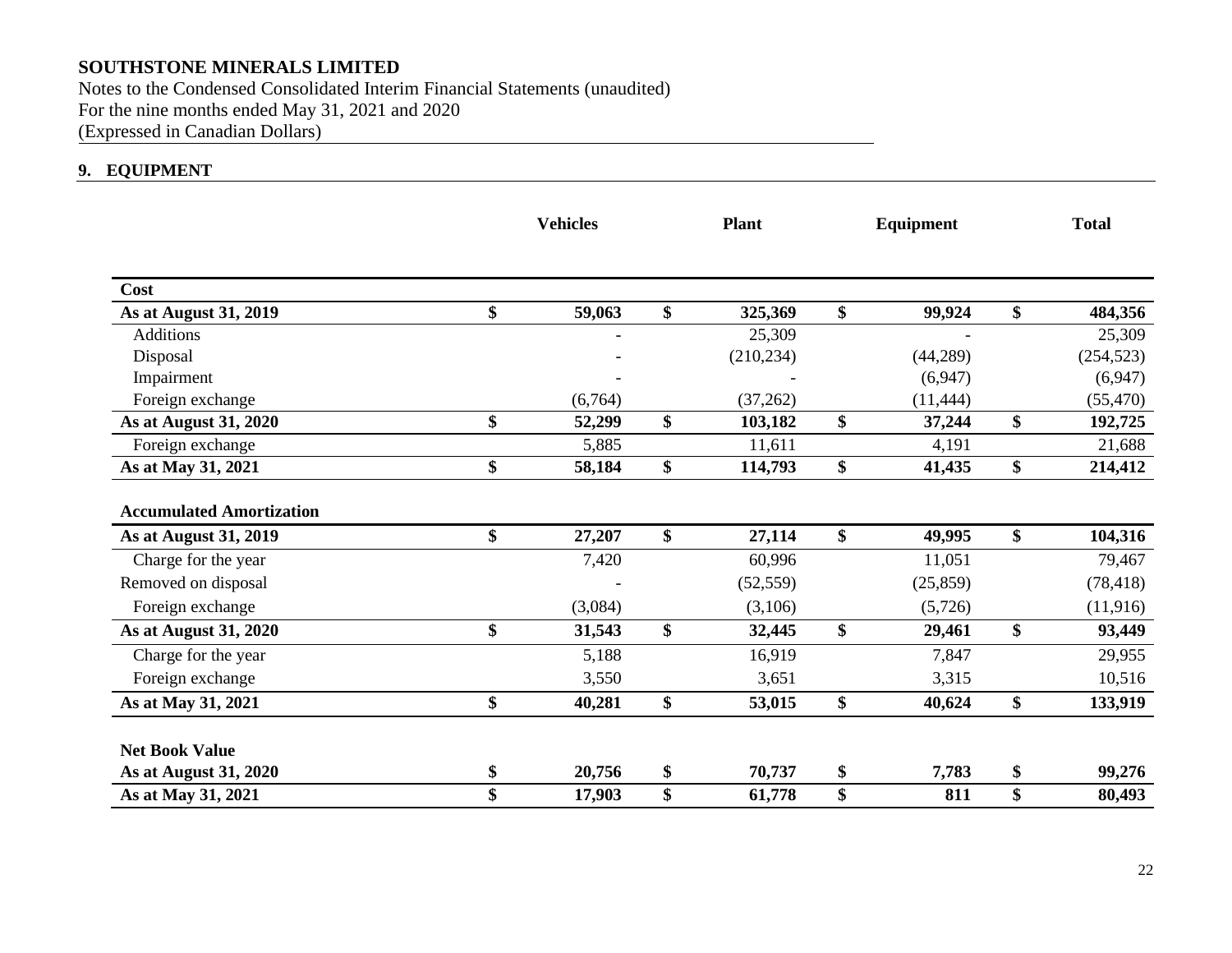**SOUTHSTONE MINERALS LIMITED**
Notes to the Condensed Consolidated Interim Financial Statements (unaudited)
For the nine months ended May 31, 2021 and 2020
(Expressed in Canadian Dollars)

## 9. EQUIPMENT

| | Vehicles | Plant | Equipment | Total |
|---|---|---|---|---|
| **Cost** | | | | |
| **As at August 31, 2019** | **$ 59,063** | **$ 325,369** | **$ 99,924** | **$ 484,356** |
| Additions | - | 25,309 | - | 25,309 |
| Disposal | - | (210,234) | (44,289) | (254,523) |
| Impairment | - | - | (6,947) | (6,947) |
| Foreign exchange | (6,764) | (37,262) | (11,444) | (55,470) |
| **As at August 31, 2020** | **$ 52,299** | **$ 103,182** | **$ 37,244** | **$ 192,725** |
| Foreign exchange | 5,885 | 11,611 | 4,191 | 21,688 |
| **As at May 31, 2021** | **$ 58,184** | **$ 114,793** | **$ 41,435** | **$ 214,412** |
| **Accumulated Amortization** | | | | |
| **As at August 31, 2019** | **$ 27,207** | **$ 27,114** | **$ 49,995** | **$ 104,316** |
| Charge for the year | 7,420 | 60,996 | 11,051 | 79,467 |
| Removed on disposal | - | (52,559) | (25,859) | (78,418) |
| Foreign exchange | (3,084) | (3,106) | (5,726) | (11,916) |
| **As at August 31, 2020** | **$ 31,543** | **$ 32,445** | **$ 29,461** | **$ 93,449** |
| Charge for the year | 5,188 | 16,919 | 7,847 | 29,955 |
| Foreign exchange | 3,550 | 3,651 | 3,315 | 10,516 |
| **As at May 31, 2021** | **$ 40,281** | **$ 53,015** | **$ 40,624** | **$ 133,919** |
| **Net Book Value** | | | | |
| **As at August 31, 2020** | **$ 20,756** | **$ 70,737** | **$ 7,783** | **$ 99,276** |
| **As at May 31, 2021** | **$ 17,903** | **$ 61,778** | **$ 811** | **$ 80,493** |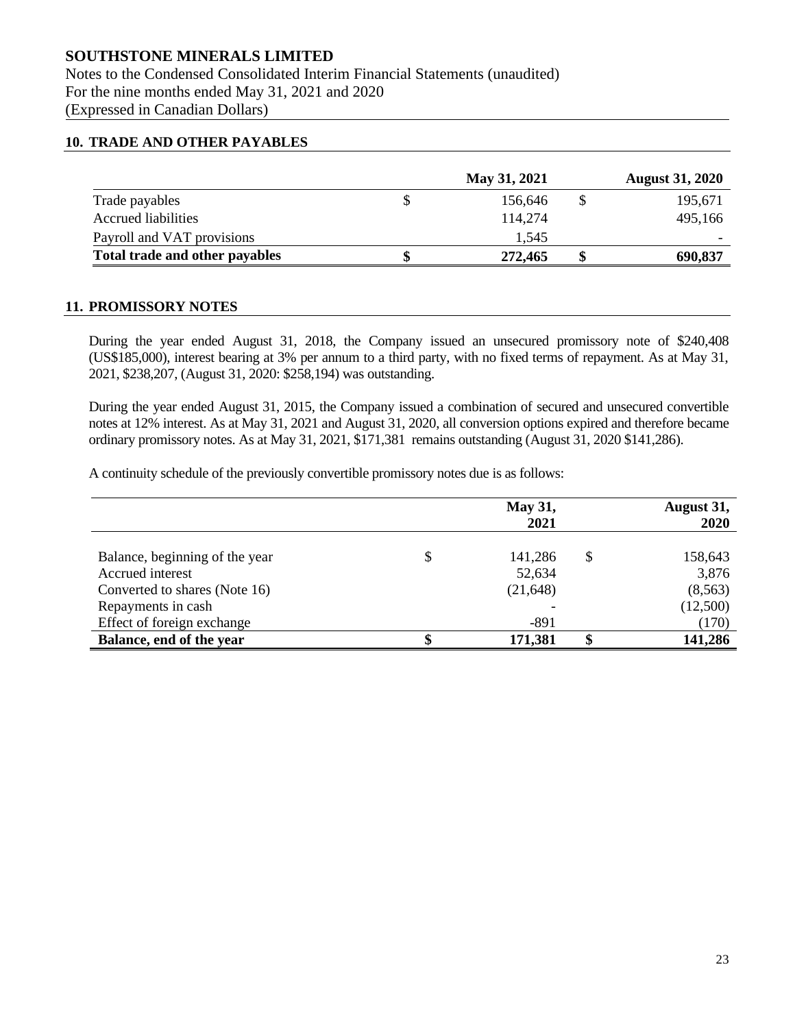# SOUTHSTONE MINERALS LIMITED

Notes to the Condensed Consolidated Interim Financial Statements (unaudited)
For the nine months ended May 31, 2021 and 2020
(Expressed in Canadian Dollars)

## 10. TRADE AND OTHER PAYABLES

| | | May 31, 2021 | | August 31, 2020 |
|---|---|---|---|---|
| Trade payables | $ | 156,646 | $ | 195,671 |
| Accrued liabilities | | 114,274 | | 495,166 |
| Payroll and VAT provisions | | 1,545 | | - |
| **Total trade and other payables** | **$** | **272,465** | **$** | **690,837** |

## 11. PROMISSORY NOTES

During the year ended August 31, 2018, the Company issued an unsecured promissory note of $240,408 (US$185,000), interest bearing at 3% per annum to a third party, with no fixed terms of repayment. As at May 31, 2021, $238,207, (August 31, 2020: $258,194) was outstanding.

During the year ended August 31, 2015, the Company issued a combination of secured and unsecured convertible notes at 12% interest. As at May 31, 2021 and August 31, 2020, all conversion options expired and therefore became ordinary promissory notes. As at May 31, 2021, $171,381 remains outstanding (August 31, 2020 $141,286).

A continuity schedule of the previously convertible promissory notes due is as follows:

| | | May 31, 2021 | | August 31, 2020 |
|---|---|---|---|---|
| Balance, beginning of the year | $ | 141,286 | $ | 158,643 |
| Accrued interest | | 52,634 | | 3,876 |
| Converted to shares (Note 16) | | (21,648) | | (8,563) |
| Repayments in cash | | - | | (12,500) |
| Effect of foreign exchange | | -891 | | (170) |
| **Balance, end of the year** | **$** | **171,381** | **$** | **141,286** |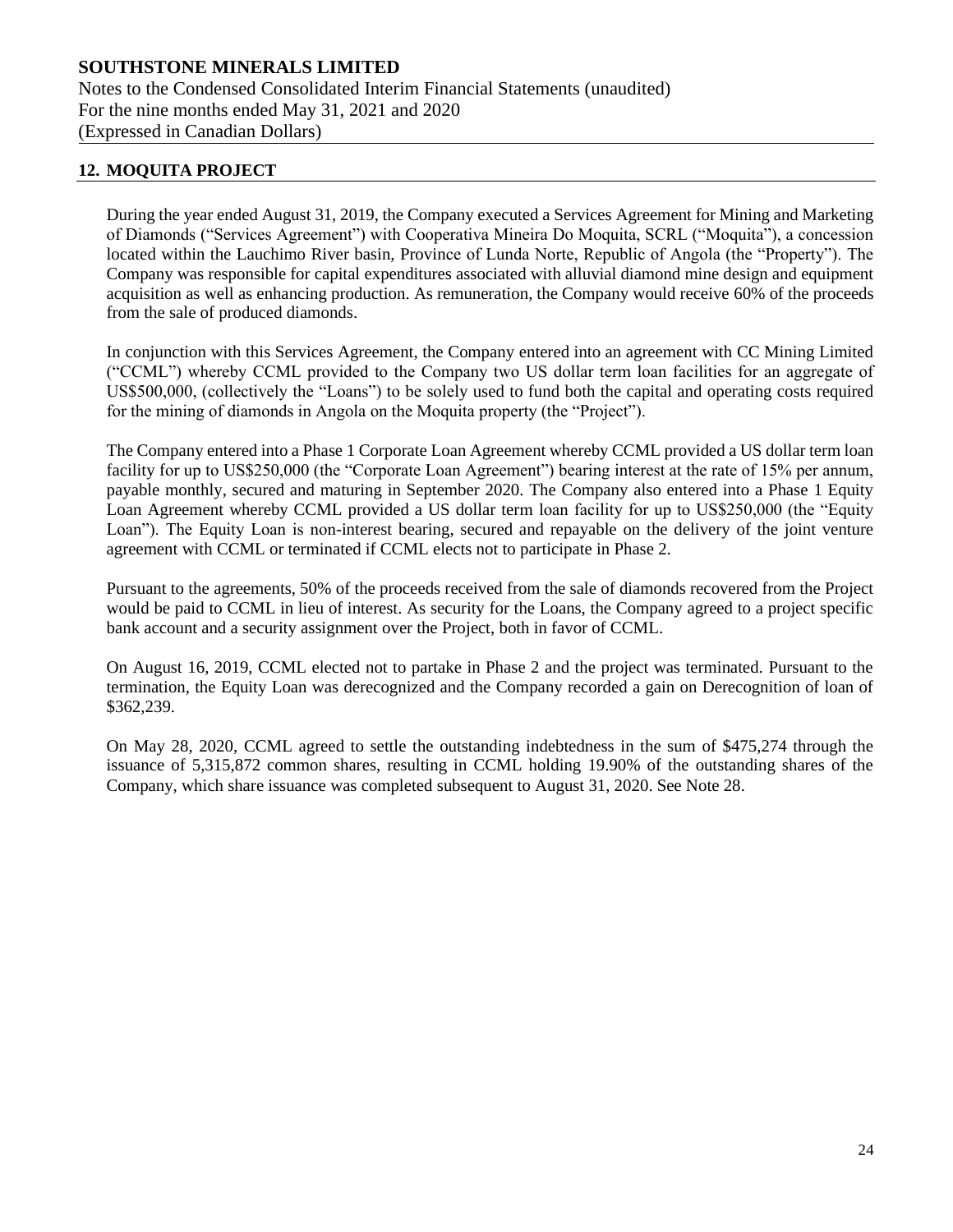## 12. MOQUITA PROJECT

During the year ended August 31, 2019, the Company executed a Services Agreement for Mining and Marketing of Diamonds ("Services Agreement") with Cooperativa Mineira Do Moquita, SCRL ("Moquita"), a concession located within the Lauchimo River basin, Province of Lunda Norte, Republic of Angola (the "Property"). The Company was responsible for capital expenditures associated with alluvial diamond mine design and equipment acquisition as well as enhancing production. As remuneration, the Company would receive 60% of the proceeds from the sale of produced diamonds.

In conjunction with this Services Agreement, the Company entered into an agreement with CC Mining Limited ("CCML") whereby CCML provided to the Company two US dollar term loan facilities for an aggregate of US$500,000, (collectively the "Loans") to be solely used to fund both the capital and operating costs required for the mining of diamonds in Angola on the Moquita property (the "Project").

The Company entered into a Phase 1 Corporate Loan Agreement whereby CCML provided a US dollar term loan facility for up to US$250,000 (the "Corporate Loan Agreement") bearing interest at the rate of 15% per annum, payable monthly, secured and maturing in September 2020. The Company also entered into a Phase 1 Equity Loan Agreement whereby CCML provided a US dollar term loan facility for up to US$250,000 (the "Equity Loan"). The Equity Loan is non-interest bearing, secured and repayable on the delivery of the joint venture agreement with CCML or terminated if CCML elects not to participate in Phase 2.

Pursuant to the agreements, 50% of the proceeds received from the sale of diamonds recovered from the Project would be paid to CCML in lieu of interest. As security for the Loans, the Company agreed to a project specific bank account and a security assignment over the Project, both in favor of CCML.

On August 16, 2019, CCML elected not to partake in Phase 2 and the project was terminated. Pursuant to the termination, the Equity Loan was derecognized and the Company recorded a gain on Derecognition of loan of $362,239.

On May 28, 2020, CCML agreed to settle the outstanding indebtedness in the sum of $475,274 through the issuance of 5,315,872 common shares, resulting in CCML holding 19.90% of the outstanding shares of the Company, which share issuance was completed subsequent to August 31, 2020. See Note 28.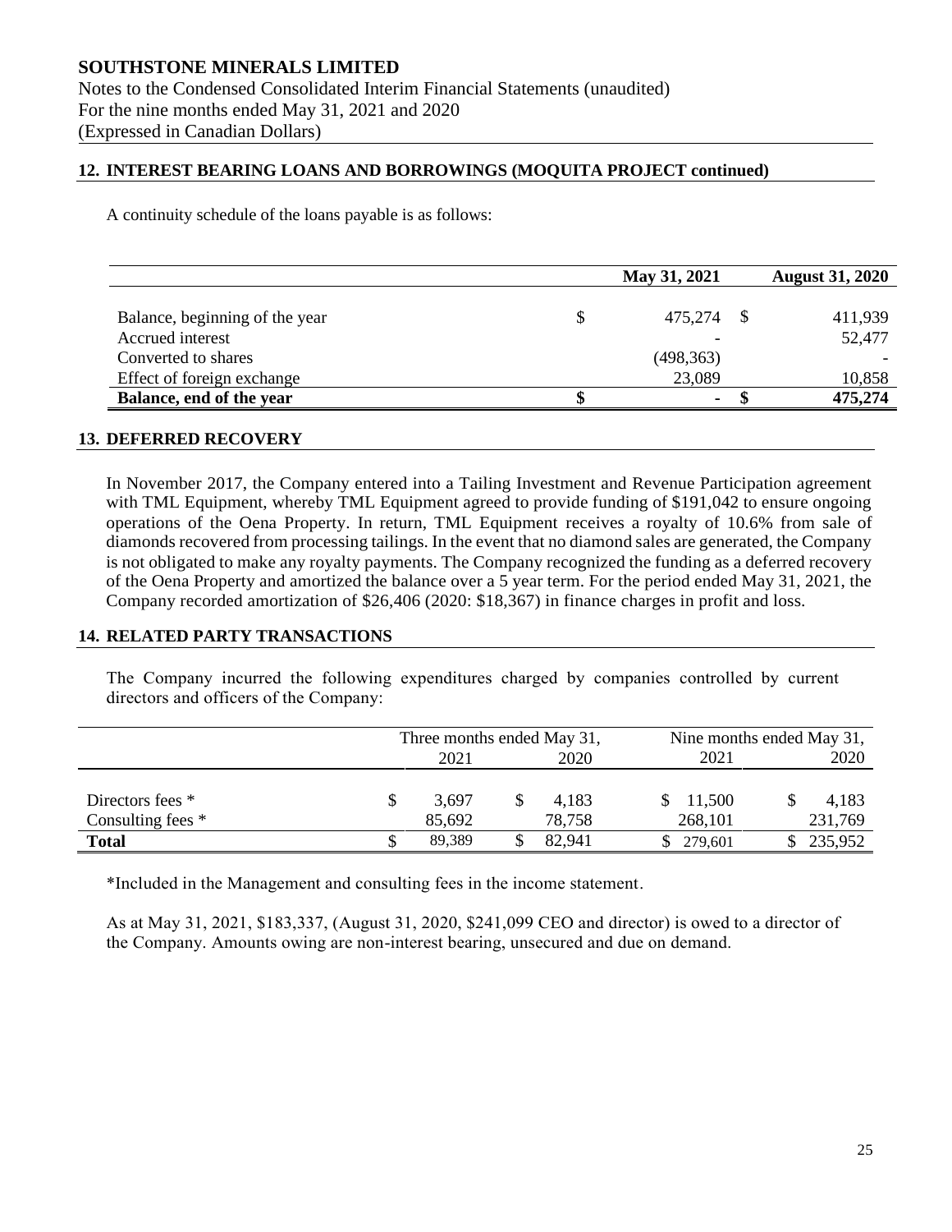## 12. INTEREST BEARING LOANS AND BORROWINGS (MOQUITA PROJECT continued)

A continuity schedule of the loans payable is as follows:

| | May 31, 2021 | August 31, 2020 |
|---|---|---|
| Balance, beginning of the year | $ 475,274 | $ 411,939 |
| Accrued interest | - | 52,477 |
| Converted to shares | (498,363) | - |
| Effect of foreign exchange | 23,089 | 10,858 |
| **Balance, end of the year** | **$ -** | **$ 475,274** |

## 13. DEFERRED RECOVERY

In November 2017, the Company entered into a Tailing Investment and Revenue Participation agreement with TML Equipment, whereby TML Equipment agreed to provide funding of $191,042 to ensure ongoing operations of the Oena Property. In return, TML Equipment receives a royalty of 10.6% from sale of diamonds recovered from processing tailings. In the event that no diamond sales are generated, the Company is not obligated to make any royalty payments. The Company recognized the funding as a deferred recovery of the Oena Property and amortized the balance over a 5 year term. For the period ended May 31, 2021, the Company recorded amortization of $26,406 (2020: $18,367) in finance charges in profit and loss.

## 14. RELATED PARTY TRANSACTIONS

The Company incurred the following expenditures charged by companies controlled by current directors and officers of the Company:

| | Three months ended May 31, | | Nine months ended May 31, | |
|---|---|---|---|---|
| | 2021 | 2020 | 2021 | 2020 |
| Directors fees * | $ 3,697 | $ 4,183 | $ 11,500 | $ 4,183 |
| Consulting fees * | 85,692 | 78,758 | 268,101 | 231,769 |
| **Total** | $ 89,389 | $ 82,941 | $ 279,601 | $ 235,952 |

*Included in the Management and consulting fees in the income statement.

As at May 31, 2021, $183,337, (August 31, 2020, $241,099 CEO and director) is owed to a director of the Company. Amounts owing are non-interest bearing, unsecured and due on demand.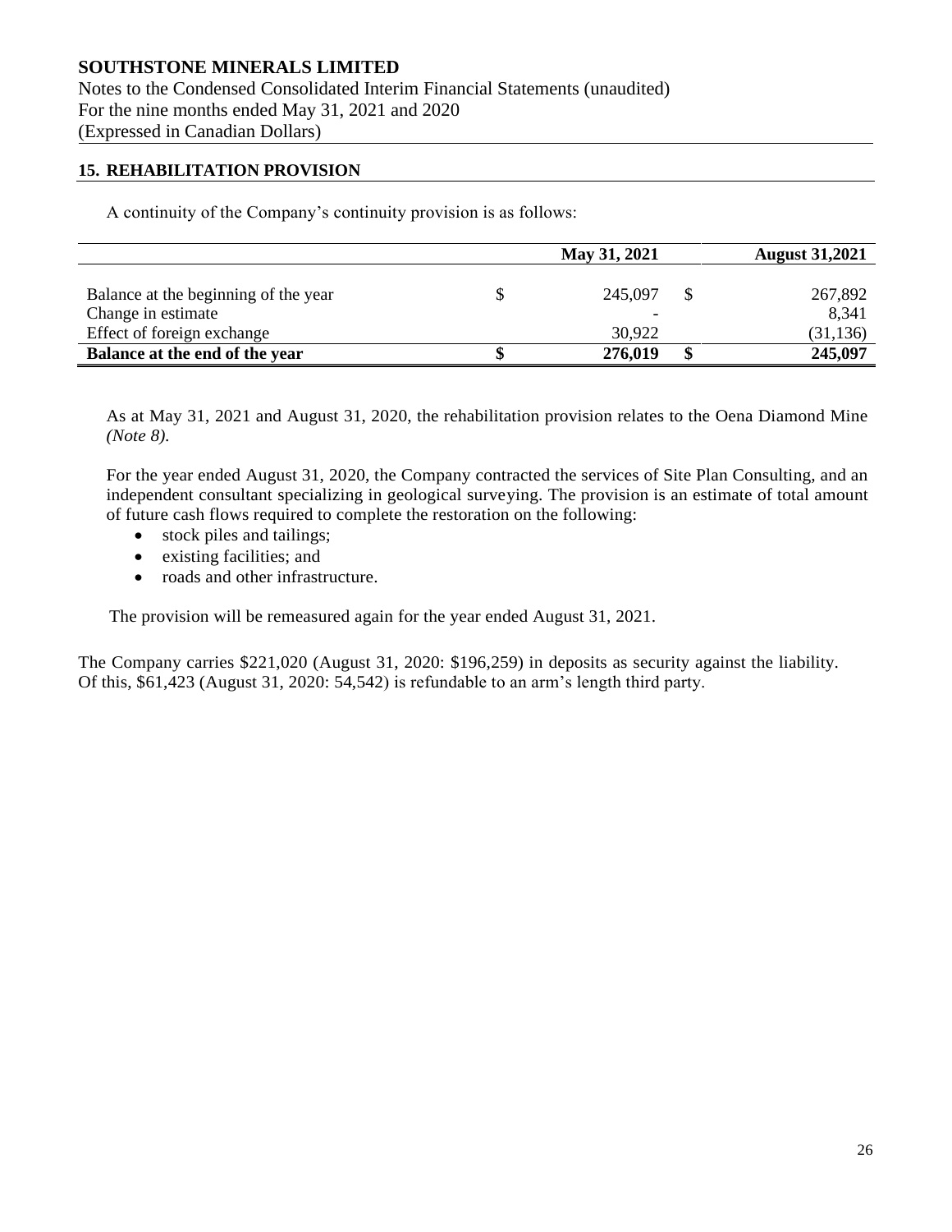**SOUTHSTONE MINERALS LIMITED**
Notes to the Condensed Consolidated Interim Financial Statements (unaudited)
For the nine months ended May 31, 2021 and 2020
(Expressed in Canadian Dollars)

## 15. REHABILITATION PROVISION

A continuity of the Company's continuity provision is as follows:

| | May 31, 2021 | August 31,2021 |
|---|---|---|
| Balance at the beginning of the year | $ 245,097 | $ 267,892 |
| Change in estimate | - | 8,341 |
| Effect of foreign exchange | 30,922 | (31,136) |
| **Balance at the end of the year** | **$ 276,019** | **$ 245,097** |

As at May 31, 2021 and August 31, 2020, the rehabilitation provision relates to the Oena Diamond Mine *(Note 8).*

For the year ended August 31, 2020, the Company contracted the services of Site Plan Consulting, and an independent consultant specializing in geological surveying. The provision is an estimate of total amount of future cash flows required to complete the restoration on the following:

- stock piles and tailings;
- existing facilities; and
- roads and other infrastructure.

The provision will be remeasured again for the year ended August 31, 2021.

The Company carries $221,020 (August 31, 2020: $196,259) in deposits as security against the liability. Of this, $61,423 (August 31, 2020: 54,542) is refundable to an arm's length third party.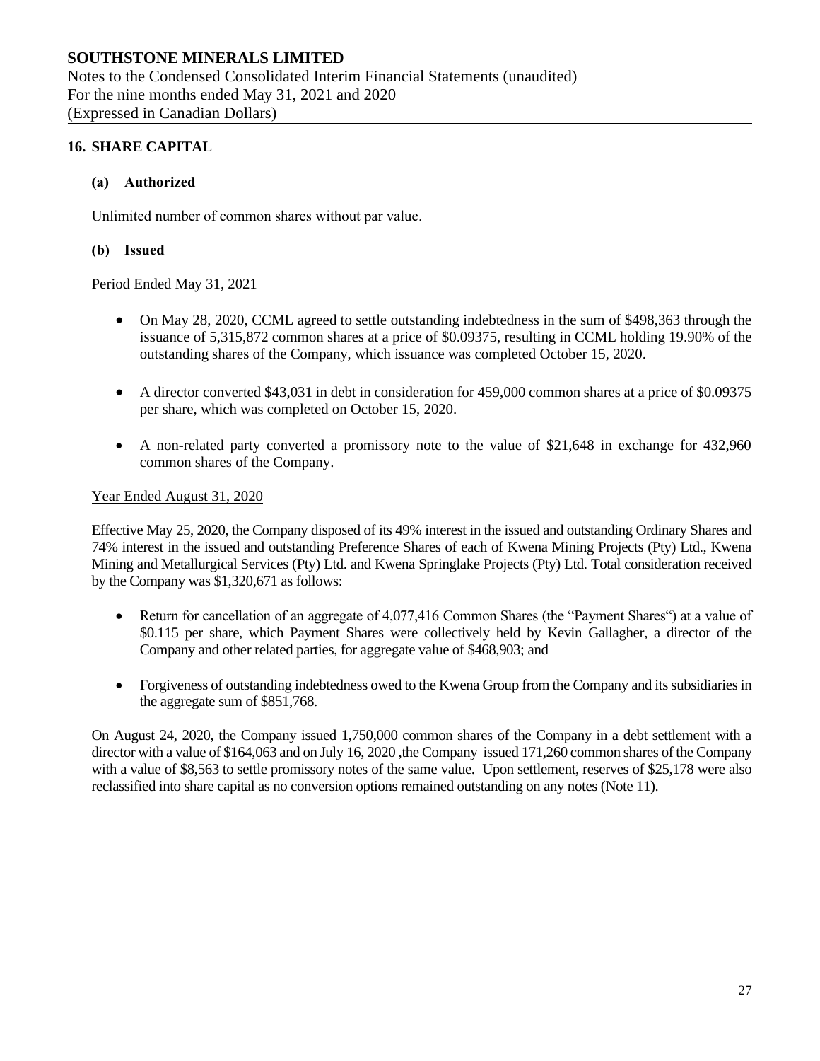## 16. SHARE CAPITAL

### (a) Authorized

Unlimited number of common shares without par value.

### (b) Issued

Period Ended May 31, 2021

- On May 28, 2020, CCML agreed to settle outstanding indebtedness in the sum of $498,363 through the issuance of 5,315,872 common shares at a price of $0.09375, resulting in CCML holding 19.90% of the outstanding shares of the Company, which issuance was completed October 15, 2020.
- A director converted $43,031 in debt in consideration for 459,000 common shares at a price of $0.09375 per share, which was completed on October 15, 2020.
- A non-related party converted a promissory note to the value of $21,648 in exchange for 432,960 common shares of the Company.

Year Ended August 31, 2020

Effective May 25, 2020, the Company disposed of its 49% interest in the issued and outstanding Ordinary Shares and 74% interest in the issued and outstanding Preference Shares of each of Kwena Mining Projects (Pty) Ltd., Kwena Mining and Metallurgical Services (Pty) Ltd. and Kwena Springlake Projects (Pty) Ltd. Total consideration received by the Company was $1,320,671 as follows:

- Return for cancellation of an aggregate of 4,077,416 Common Shares (the "Payment Shares") at a value of $0.115 per share, which Payment Shares were collectively held by Kevin Gallagher, a director of the Company and other related parties, for aggregate value of $468,903; and
- Forgiveness of outstanding indebtedness owed to the Kwena Group from the Company and its subsidiaries in the aggregate sum of $851,768.

On August 24, 2020, the Company issued 1,750,000 common shares of the Company in a debt settlement with a director with a value of $164,063 and on July 16, 2020 ,the Company issued 171,260 common shares of the Company with a value of $8,563 to settle promissory notes of the same value. Upon settlement, reserves of $25,178 were also reclassified into share capital as no conversion options remained outstanding on any notes (Note 11).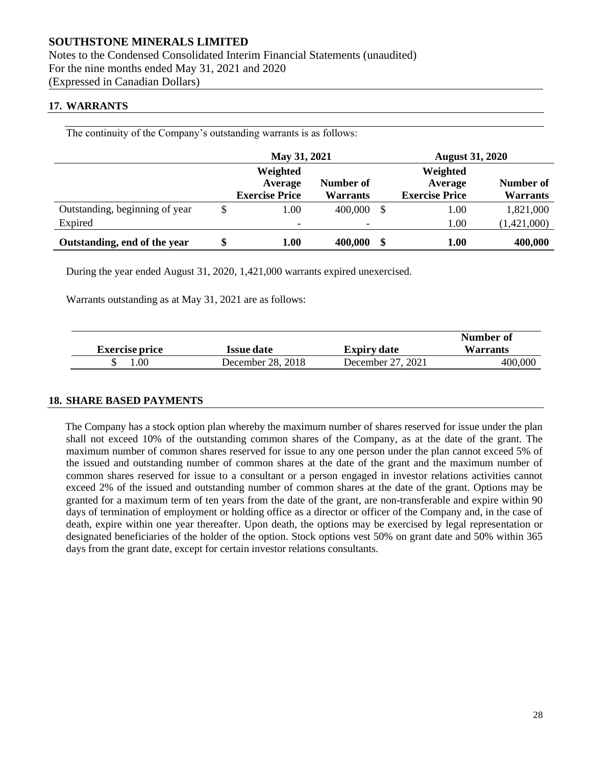**SOUTHSTONE MINERALS LIMITED**
Notes to the Condensed Consolidated Interim Financial Statements (unaudited)
For the nine months ended May 31, 2021 and 2020
(Expressed in Canadian Dollars)

## 17. WARRANTS

The continuity of the Company's outstanding warrants is as follows:

| | May 31, 2021 | | August 31, 2020 | |
|---|---|---|---|---|
| | Weighted Average Exercise Price | Number of Warrants | Weighted Average Exercise Price | Number of Warrants |
| Outstanding, beginning of year | $ 1.00 | 400,000 | $ 1.00 | 1,821,000 |
| Expired | - | - | 1.00 | (1,421,000) |
| **Outstanding, end of the year** | **$ 1.00** | **400,000** | **$ 1.00** | **400,000** |

During the year ended August 31, 2020, 1,421,000 warrants expired unexercised.

Warrants outstanding as at May 31, 2021 are as follows:

| Exercise price | Issue date | Expiry date | Number of Warrants |
|---|---|---|---|
| $ 1.00 | December 28, 2018 | December 27, 2021 | 400,000 |

## 18. SHARE BASED PAYMENTS

The Company has a stock option plan whereby the maximum number of shares reserved for issue under the plan shall not exceed 10% of the outstanding common shares of the Company, as at the date of the grant. The maximum number of common shares reserved for issue to any one person under the plan cannot exceed 5% of the issued and outstanding number of common shares at the date of the grant and the maximum number of common shares reserved for issue to a consultant or a person engaged in investor relations activities cannot exceed 2% of the issued and outstanding number of common shares at the date of the grant. Options may be granted for a maximum term of ten years from the date of the grant, are non-transferable and expire within 90 days of termination of employment or holding office as a director or officer of the Company and, in the case of death, expire within one year thereafter. Upon death, the options may be exercised by legal representation or designated beneficiaries of the holder of the option. Stock options vest 50% on grant date and 50% within 365 days from the grant date, except for certain investor relations consultants.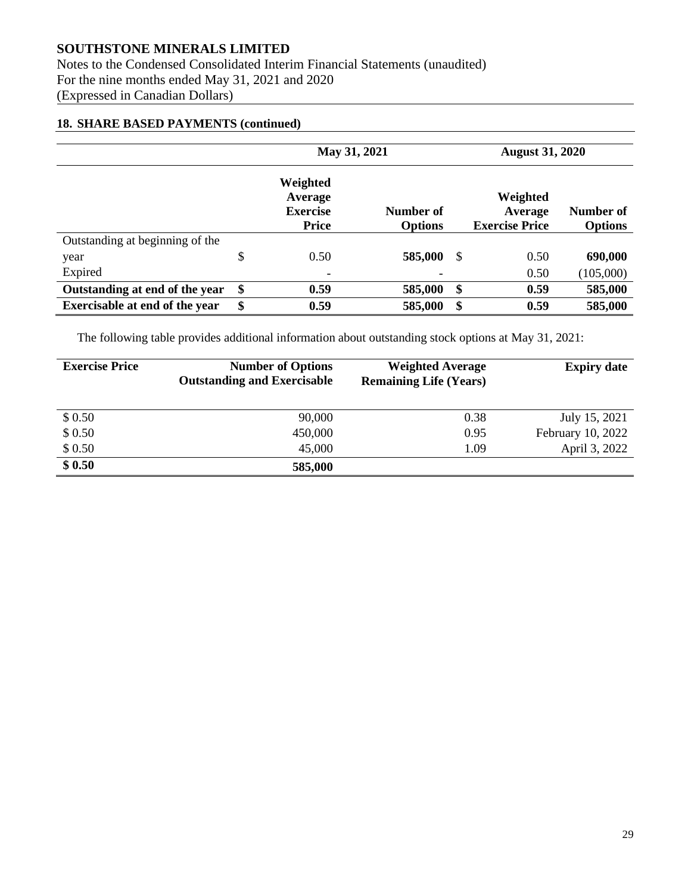**SOUTHSTONE MINERALS LIMITED**
Notes to the Condensed Consolidated Interim Financial Statements (unaudited)
For the nine months ended May 31, 2021 and 2020
(Expressed in Canadian Dollars)

## 18. SHARE BASED PAYMENTS (continued)

| | May 31, 2021 | | August 31, 2020 | |
|---|---|---|---|---|
| | Weighted Average Exercise Price | Number of Options | Weighted Average Exercise Price | Number of Options |
| Outstanding at beginning of the year | $ 0.50 | **585,000** | $ 0.50 | **690,000** |
| Expired | - | - | 0.50 | (105,000) |
| **Outstanding at end of the year** | **$ 0.59** | **585,000** | **$ 0.59** | **585,000** |
| **Exercisable at end of the year** | **$ 0.59** | **585,000** | **$ 0.59** | **585,000** |

The following table provides additional information about outstanding stock options at May 31, 2021:

| Exercise Price | Number of Options Outstanding and Exercisable | Weighted Average Remaining Life (Years) | Expiry date |
|---|---|---|---|
| $ 0.50 | 90,000 | 0.38 | July 15, 2021 |
| $ 0.50 | 450,000 | 0.95 | February 10, 2022 |
| $ 0.50 | 45,000 | 1.09 | April 3, 2022 |
| **$ 0.50** | **585,000** | | |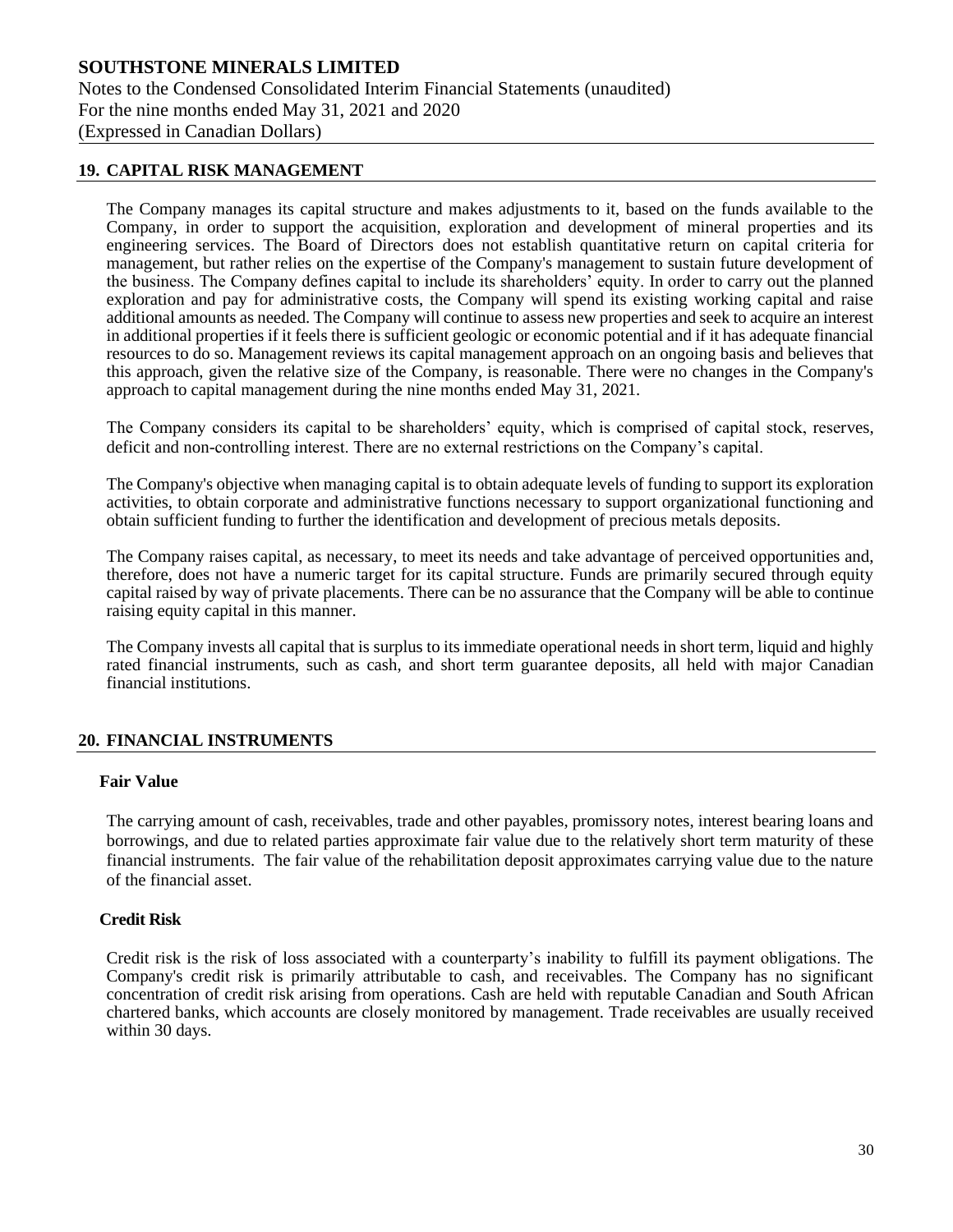## 19. CAPITAL RISK MANAGEMENT

The Company manages its capital structure and makes adjustments to it, based on the funds available to the Company, in order to support the acquisition, exploration and development of mineral properties and its engineering services. The Board of Directors does not establish quantitative return on capital criteria for management, but rather relies on the expertise of the Company's management to sustain future development of the business. The Company defines capital to include its shareholders' equity. In order to carry out the planned exploration and pay for administrative costs, the Company will spend its existing working capital and raise additional amounts as needed. The Company will continue to assess new properties and seek to acquire an interest in additional properties if it feels there is sufficient geologic or economic potential and if it has adequate financial resources to do so. Management reviews its capital management approach on an ongoing basis and believes that this approach, given the relative size of the Company, is reasonable. There were no changes in the Company's approach to capital management during the nine months ended May 31, 2021.

The Company considers its capital to be shareholders' equity, which is comprised of capital stock, reserves, deficit and non-controlling interest. There are no external restrictions on the Company's capital.

The Company's objective when managing capital is to obtain adequate levels of funding to support its exploration activities, to obtain corporate and administrative functions necessary to support organizational functioning and obtain sufficient funding to further the identification and development of precious metals deposits.

The Company raises capital, as necessary, to meet its needs and take advantage of perceived opportunities and, therefore, does not have a numeric target for its capital structure. Funds are primarily secured through equity capital raised by way of private placements. There can be no assurance that the Company will be able to continue raising equity capital in this manner.

The Company invests all capital that is surplus to its immediate operational needs in short term, liquid and highly rated financial instruments, such as cash, and short term guarantee deposits, all held with major Canadian financial institutions.

## 20. FINANCIAL INSTRUMENTS

### Fair Value

The carrying amount of cash, receivables, trade and other payables, promissory notes, interest bearing loans and borrowings, and due to related parties approximate fair value due to the relatively short term maturity of these financial instruments. The fair value of the rehabilitation deposit approximates carrying value due to the nature of the financial asset.

### Credit Risk

Credit risk is the risk of loss associated with a counterparty's inability to fulfill its payment obligations. The Company's credit risk is primarily attributable to cash, and receivables. The Company has no significant concentration of credit risk arising from operations. Cash are held with reputable Canadian and South African chartered banks, which accounts are closely monitored by management. Trade receivables are usually received within 30 days.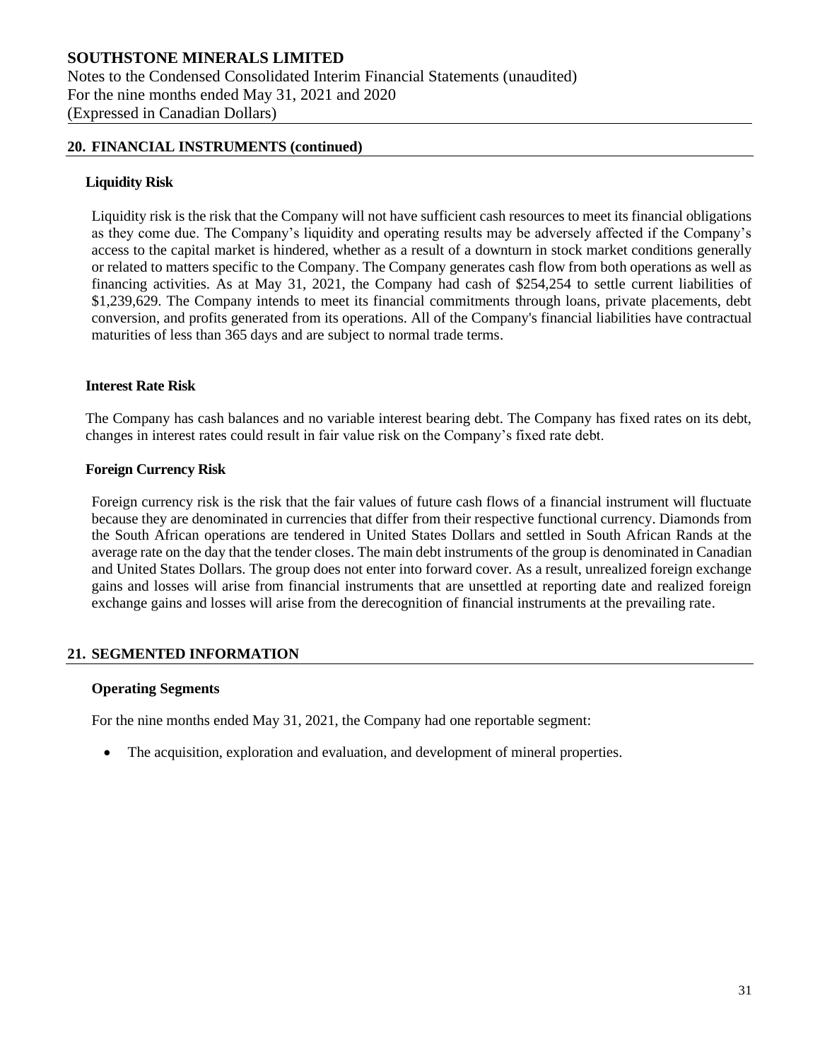## 20. FINANCIAL INSTRUMENTS (continued)

### Liquidity Risk

Liquidity risk is the risk that the Company will not have sufficient cash resources to meet its financial obligations as they come due. The Company's liquidity and operating results may be adversely affected if the Company's access to the capital market is hindered, whether as a result of a downturn in stock market conditions generally or related to matters specific to the Company. The Company generates cash flow from both operations as well as financing activities. As at May 31, 2021, the Company had cash of $254,254 to settle current liabilities of $1,239,629. The Company intends to meet its financial commitments through loans, private placements, debt conversion, and profits generated from its operations. All of the Company's financial liabilities have contractual maturities of less than 365 days and are subject to normal trade terms.

### Interest Rate Risk

The Company has cash balances and no variable interest bearing debt. The Company has fixed rates on its debt, changes in interest rates could result in fair value risk on the Company's fixed rate debt.

### Foreign Currency Risk

Foreign currency risk is the risk that the fair values of future cash flows of a financial instrument will fluctuate because they are denominated in currencies that differ from their respective functional currency. Diamonds from the South African operations are tendered in United States Dollars and settled in South African Rands at the average rate on the day that the tender closes. The main debt instruments of the group is denominated in Canadian and United States Dollars. The group does not enter into forward cover. As a result, unrealized foreign exchange gains and losses will arise from financial instruments that are unsettled at reporting date and realized foreign exchange gains and losses will arise from the derecognition of financial instruments at the prevailing rate.

## 21. SEGMENTED INFORMATION

### Operating Segments

For the nine months ended May 31, 2021, the Company had one reportable segment:

- The acquisition, exploration and evaluation, and development of mineral properties.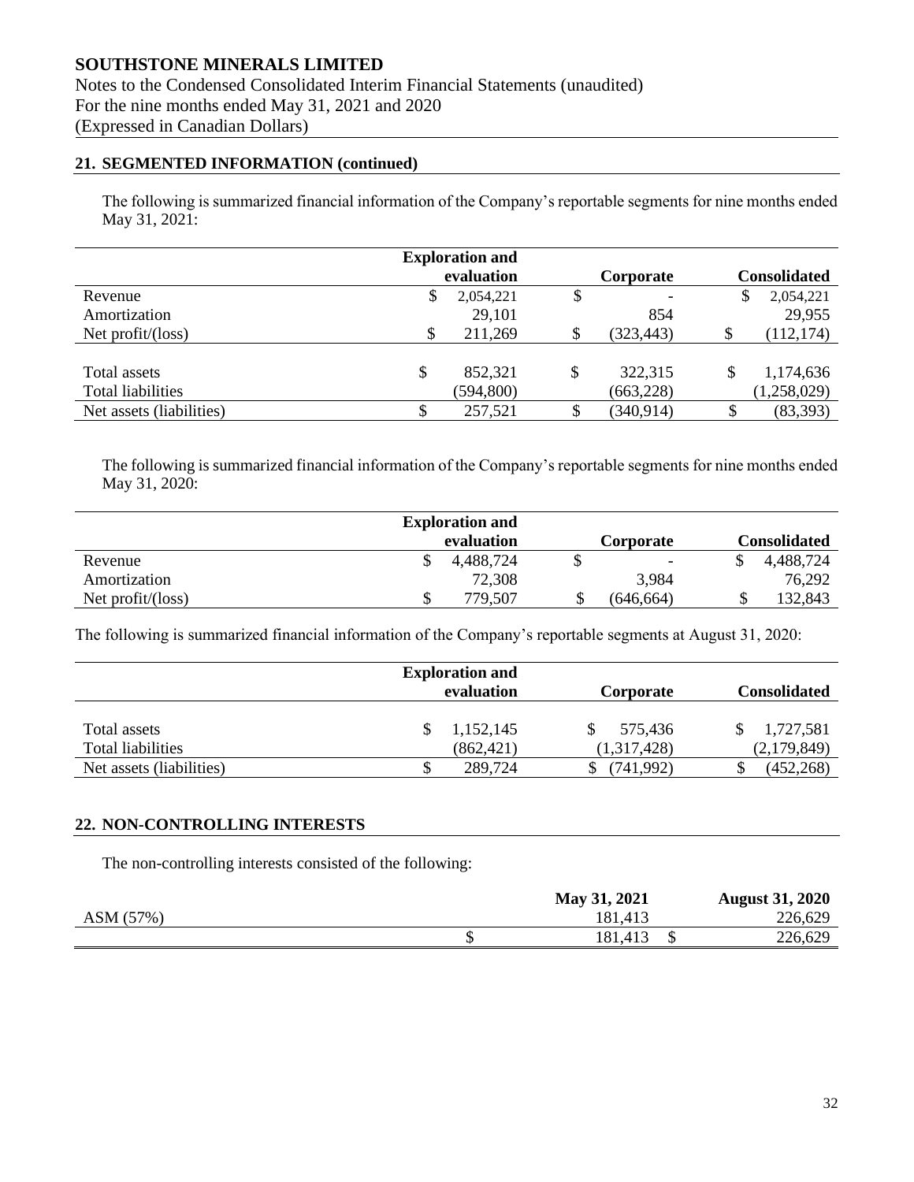**SOUTHSTONE MINERALS LIMITED**
Notes to the Condensed Consolidated Interim Financial Statements (unaudited)
For the nine months ended May 31, 2021 and 2020
(Expressed in Canadian Dollars)

## 21. SEGMENTED INFORMATION (continued)

The following is summarized financial information of the Company's reportable segments for nine months ended May 31, 2021:

| | Exploration and evaluation | Corporate | Consolidated |
|---|---|---|---|
| Revenue | $ 2,054,221 | $ - | $ 2,054,221 |
| Amortization | 29,101 | 854 | 29,955 |
| Net profit/(loss) | $ 211,269 | $ (323,443) | $ (112,174) |
| | | | |
| Total assets | $ 852,321 | $ 322,315 | $ 1,174,636 |
| Total liabilities | (594,800) | (663,228) | (1,258,029) |
| Net assets (liabilities) | $ 257,521 | $ (340,914) | $ (83,393) |

The following is summarized financial information of the Company's reportable segments for nine months ended May 31, 2020:

| | Exploration and evaluation | Corporate | Consolidated |
|---|---|---|---|
| Revenue | $ 4,488,724 | $ - | $ 4,488,724 |
| Amortization | 72,308 | 3,984 | 76,292 |
| Net profit/(loss) | $ 779,507 | $ (646,664) | $ 132,843 |

The following is summarized financial information of the Company's reportable segments at August 31, 2020:

| | Exploration and evaluation | Corporate | Consolidated |
|---|---|---|---|
| Total assets | $ 1,152,145 | $ 575,436 | $ 1,727,581 |
| Total liabilities | (862,421) | (1,317,428) | (2,179,849) |
| Net assets (liabilities) | $ 289,724 | $ (741,992) | $ (452,268) |

## 22. NON-CONTROLLING INTERESTS

The non-controlling interests consisted of the following:

| | May 31, 2021 | August 31, 2020 |
|---|---|---|
| ASM (57%) | 181,413 | 226,629 |
| | $ 181,413 | $ 226,629 |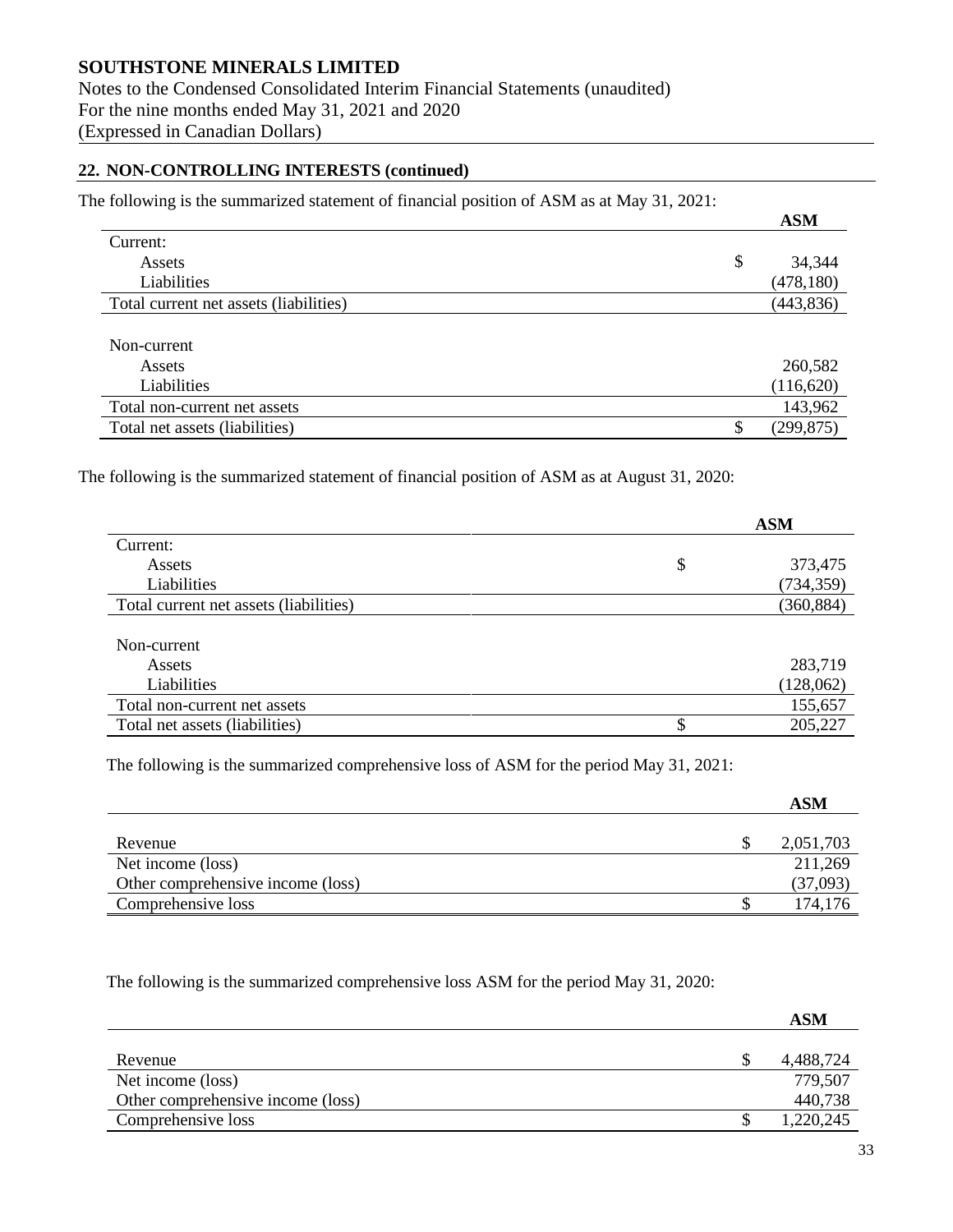**SOUTHSTONE MINERALS LIMITED**
Notes to the Condensed Consolidated Interim Financial Statements (unaudited)
For the nine months ended May 31, 2021 and 2020
(Expressed in Canadian Dollars)

## 22. NON-CONTROLLING INTERESTS (continued)

The following is the summarized statement of financial position of ASM as at May 31, 2021:

| | | ASM |
|---|---|---|
| Current: | | |
| Assets | $ | 34,344 |
| Liabilities | | (478,180) |
| Total current net assets (liabilities) | | (443,836) |
| | | |
| Non-current | | |
| Assets | | 260,582 |
| Liabilities | | (116,620) |
| Total non-current net assets | | 143,962 |
| Total net assets (liabilities) | $ | (299,875) |

The following is the summarized statement of financial position of ASM as at August 31, 2020:

| | | ASM |
|---|---|---|
| Current: | | |
| Assets | $ | 373,475 |
| Liabilities | | (734,359) |
| Total current net assets (liabilities) | | (360,884) |
| | | |
| Non-current | | |
| Assets | | 283,719 |
| Liabilities | | (128,062) |
| Total non-current net assets | | 155,657 |
| Total net assets (liabilities) | $ | 205,227 |

The following is the summarized comprehensive loss of ASM for the period May 31, 2021:

| | | ASM |
|---|---|---|
| Revenue | $ | 2,051,703 |
| Net income (loss) | | 211,269 |
| Other comprehensive income (loss) | | (37,093) |
| Comprehensive loss | $ | 174,176 |

The following is the summarized comprehensive loss ASM for the period May 31, 2020:

| | | ASM |
|---|---|---|
| Revenue | $ | 4,488,724 |
| Net income (loss) | | 779,507 |
| Other comprehensive income (loss) | | 440,738 |
| Comprehensive loss | $ | 1,220,245 |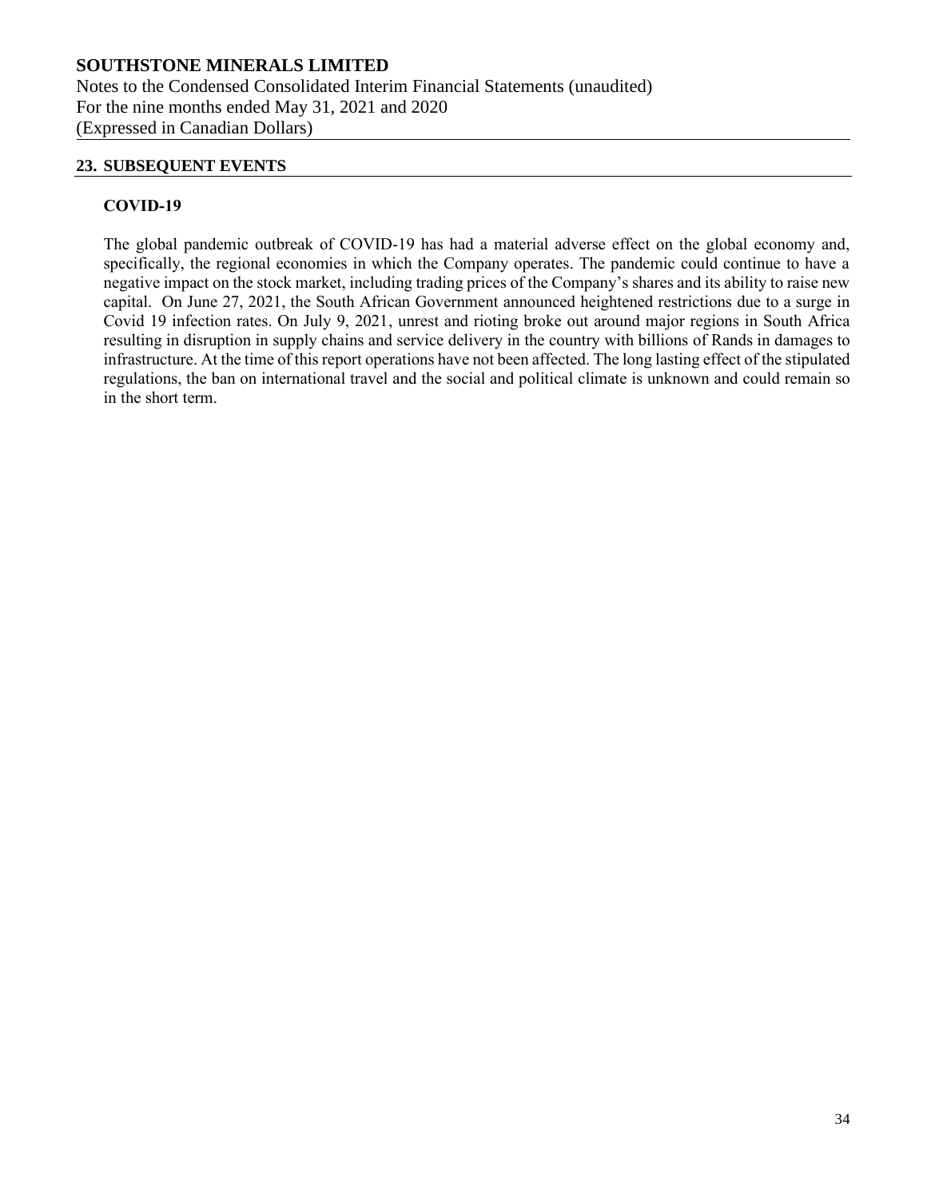## 23. SUBSEQUENT EVENTS

### COVID-19

The global pandemic outbreak of COVID-19 has had a material adverse effect on the global economy and, specifically, the regional economies in which the Company operates. The pandemic could continue to have a negative impact on the stock market, including trading prices of the Company's shares and its ability to raise new capital. On June 27, 2021, the South African Government announced heightened restrictions due to a surge in Covid 19 infection rates. On July 9, 2021, unrest and rioting broke out around major regions in South Africa resulting in disruption in supply chains and service delivery in the country with billions of Rands in damages to infrastructure. At the time of this report operations have not been affected. The long lasting effect of the stipulated regulations, the ban on international travel and the social and political climate is unknown and could remain so in the short term.